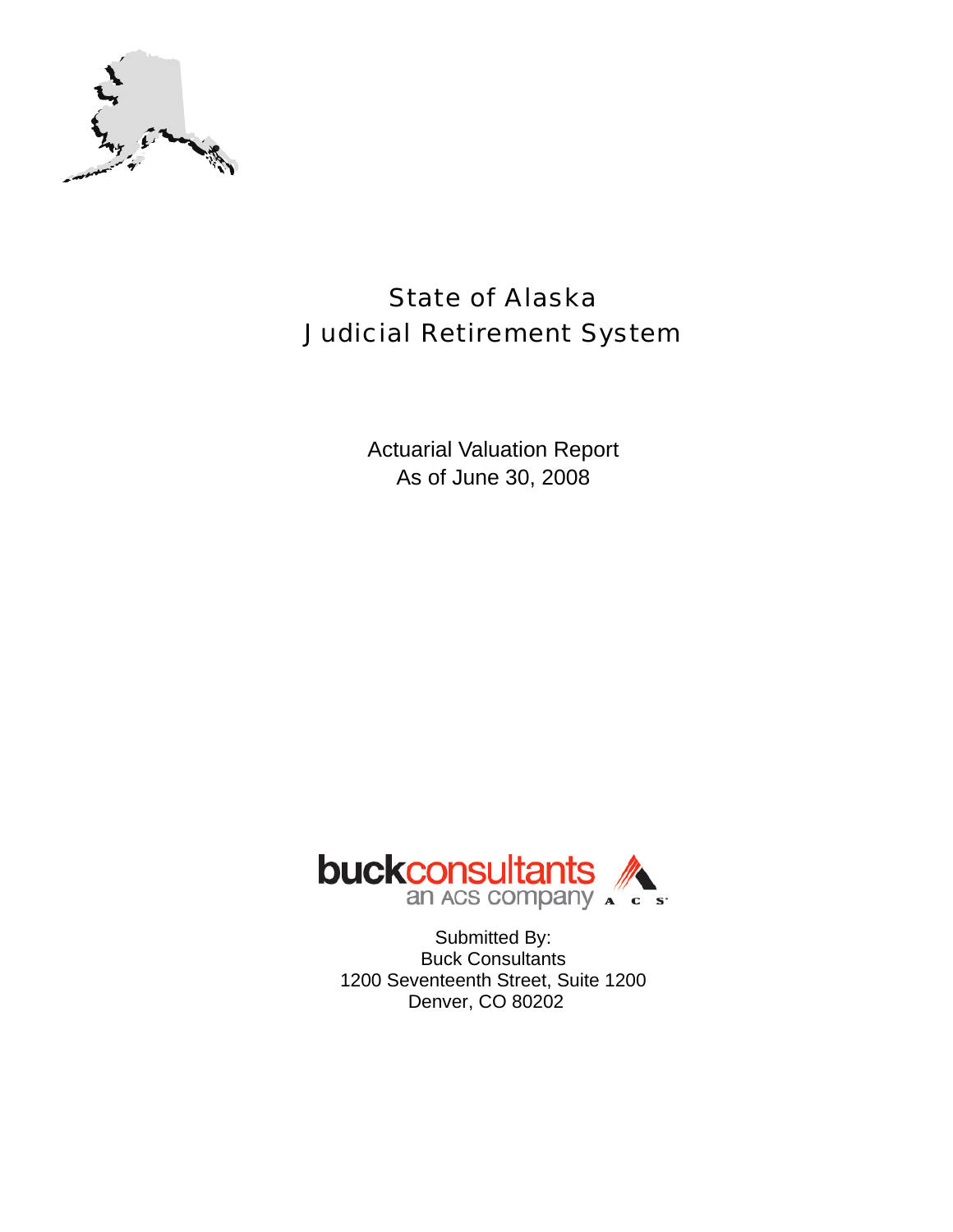# State of Alaska
# Judicial Retirement System

Actuarial Valuation Report
As of June 30, 2008

buckconsultants
an ACS company

Submitted By:
Buck Consultants
1200 Seventeenth Street, Suite 1200
Denver, CO 80202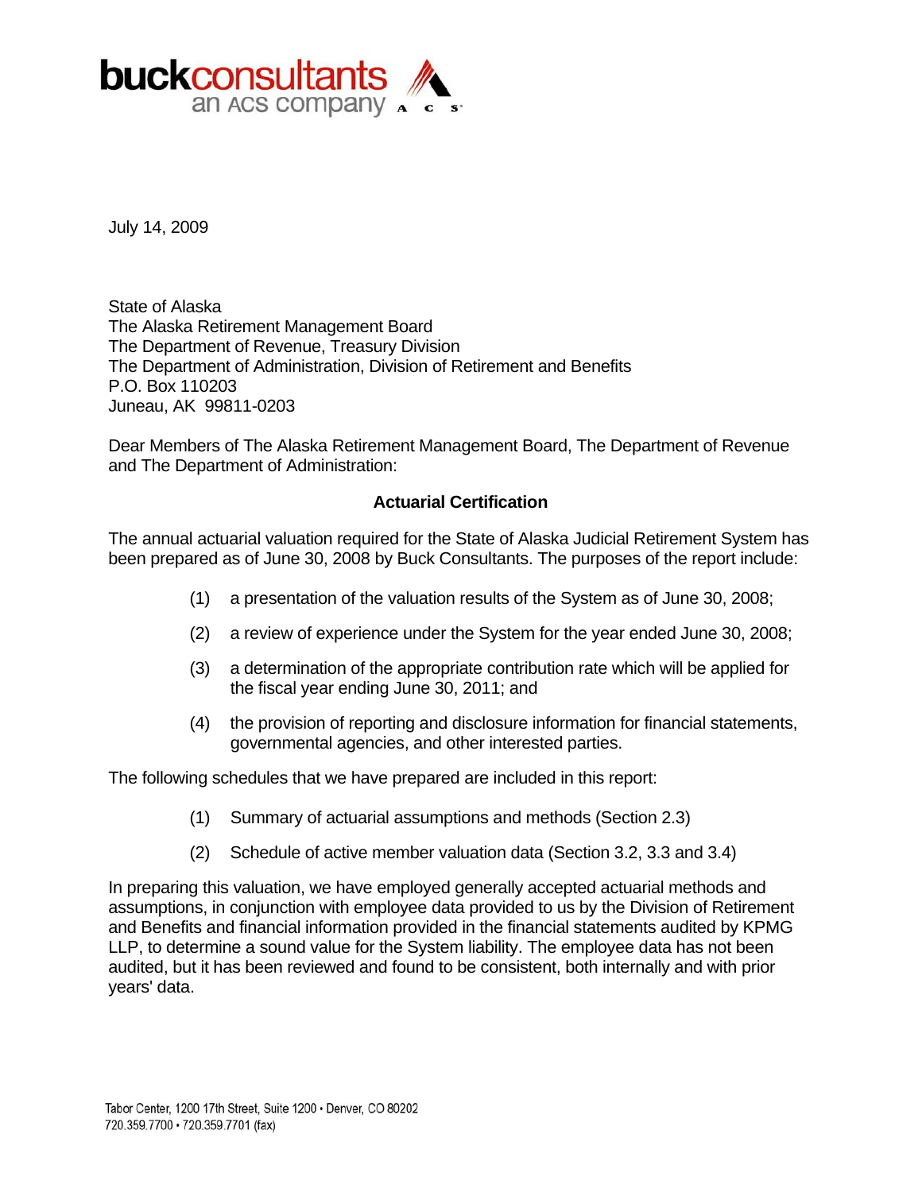buckconsultants
an ACS company

July 14, 2009

State of Alaska
The Alaska Retirement Management Board
The Department of Revenue, Treasury Division
The Department of Administration, Division of Retirement and Benefits
P.O. Box 110203
Juneau, AK 99811-0203

Dear Members of The Alaska Retirement Management Board, The Department of Revenue and The Department of Administration:

**Actuarial Certification**

The annual actuarial valuation required for the State of Alaska Judicial Retirement System has been prepared as of June 30, 2008 by Buck Consultants. The purposes of the report include:

(1) a presentation of the valuation results of the System as of June 30, 2008;

(2) a review of experience under the System for the year ended June 30, 2008;

(3) a determination of the appropriate contribution rate which will be applied for the fiscal year ending June 30, 2011; and

(4) the provision of reporting and disclosure information for financial statements, governmental agencies, and other interested parties.

The following schedules that we have prepared are included in this report:

(1) Summary of actuarial assumptions and methods (Section 2.3)

(2) Schedule of active member valuation data (Section 3.2, 3.3 and 3.4)

In preparing this valuation, we have employed generally accepted actuarial methods and assumptions, in conjunction with employee data provided to us by the Division of Retirement and Benefits and financial information provided in the financial statements audited by KPMG LLP, to determine a sound value for the System liability. The employee data has not been audited, but it has been reviewed and found to be consistent, both internally and with prior years' data.

Tabor Center, 1200 17th Street, Suite 1200 • Denver, CO 80202
720.359.7700 • 720.359.7701 (fax)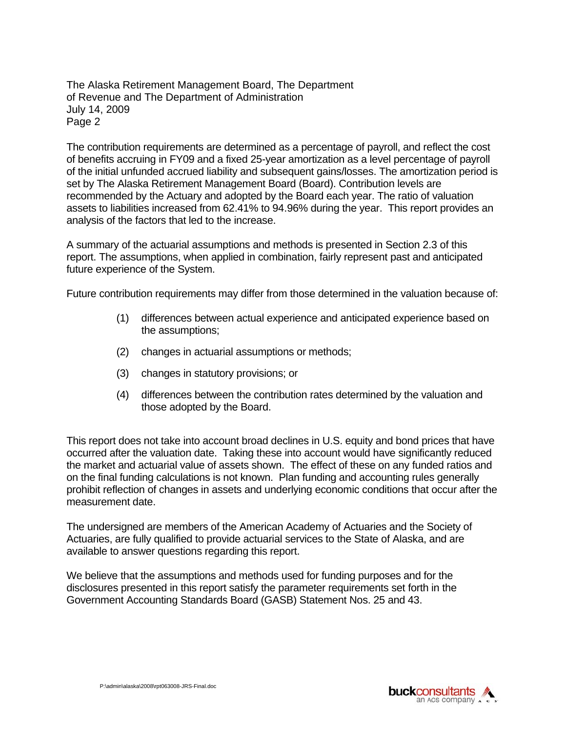The contribution requirements are determined as a percentage of payroll, and reflect the cost of benefits accruing in FY09 and a fixed 25-year amortization as a level percentage of payroll of the initial unfunded accrued liability and subsequent gains/losses. The amortization period is set by The Alaska Retirement Management Board (Board). Contribution levels are recommended by the Actuary and adopted by the Board each year. The ratio of valuation assets to liabilities increased from 62.41% to 94.96% during the year. This report provides an analysis of the factors that led to the increase.

A summary of the actuarial assumptions and methods is presented in Section 2.3 of this report. The assumptions, when applied in combination, fairly represent past and anticipated future experience of the System.

Future contribution requirements may differ from those determined in the valuation because of:

(1) differences between actual experience and anticipated experience based on the assumptions;

(2) changes in actuarial assumptions or methods;

(3) changes in statutory provisions; or

(4) differences between the contribution rates determined by the valuation and those adopted by the Board.

This report does not take into account broad declines in U.S. equity and bond prices that have occurred after the valuation date. Taking these into account would have significantly reduced the market and actuarial value of assets shown. The effect of these on any funded ratios and on the final funding calculations is not known. Plan funding and accounting rules generally prohibit reflection of changes in assets and underlying economic conditions that occur after the measurement date.

The undersigned are members of the American Academy of Actuaries and the Society of Actuaries, are fully qualified to provide actuarial services to the State of Alaska, and are available to answer questions regarding this report.

We believe that the assumptions and methods used for funding purposes and for the disclosures presented in this report satisfy the parameter requirements set forth in the Government Accounting Standards Board (GASB) Statement Nos. 25 and 43.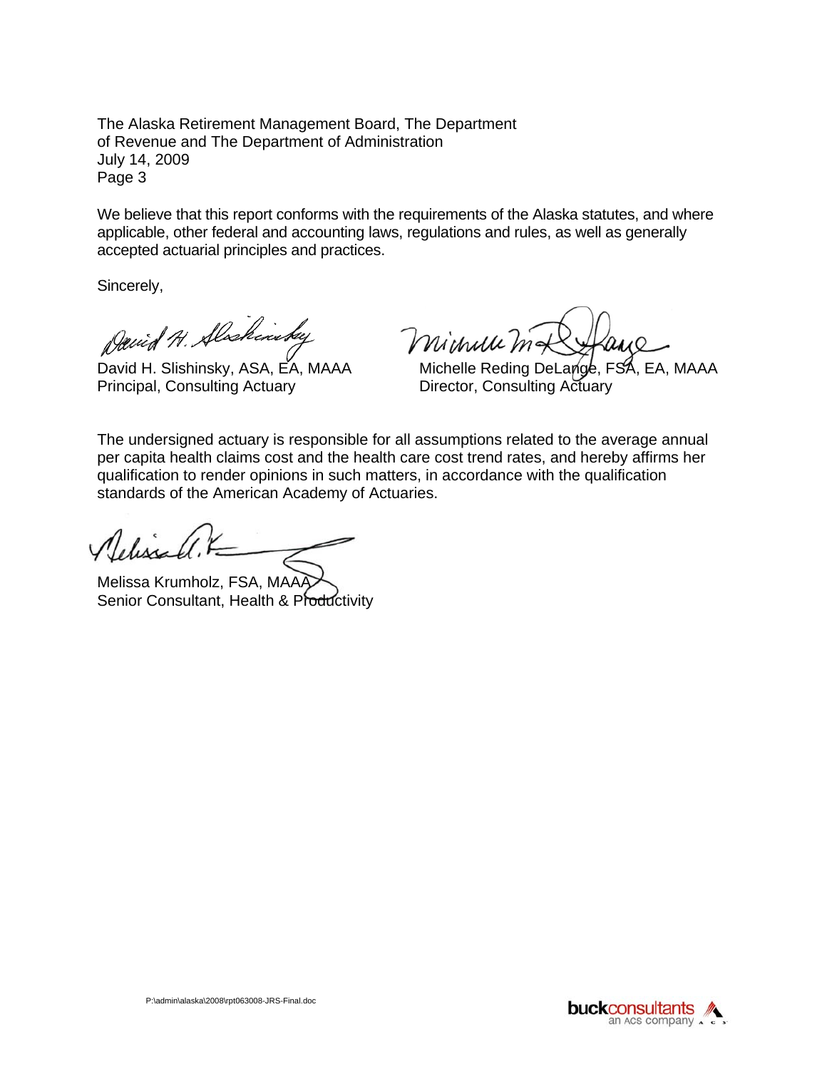The Alaska Retirement Management Board, The Department of Revenue and The Department of Administration
July 14, 2009
Page 3

We believe that this report conforms with the requirements of the Alaska statutes, and where applicable, other federal and accounting laws, regulations and rules, as well as generally accepted actuarial principles and practices.

Sincerely,

David H. Slishinsky, ASA, EA, MAAA
Principal, Consulting Actuary

Michelle Reding DeLange, FSA, EA, MAAA
Director, Consulting Actuary

The undersigned actuary is responsible for all assumptions related to the average annual per capita health claims cost and the health care cost trend rates, and hereby affirms her qualification to render opinions in such matters, in accordance with the qualification standards of the American Academy of Actuaries.

Melissa Krumholz, FSA, MAAA
Senior Consultant, Health & Productivity

P:\admin\alaska\2008\rpt063008-JRS-Final.doc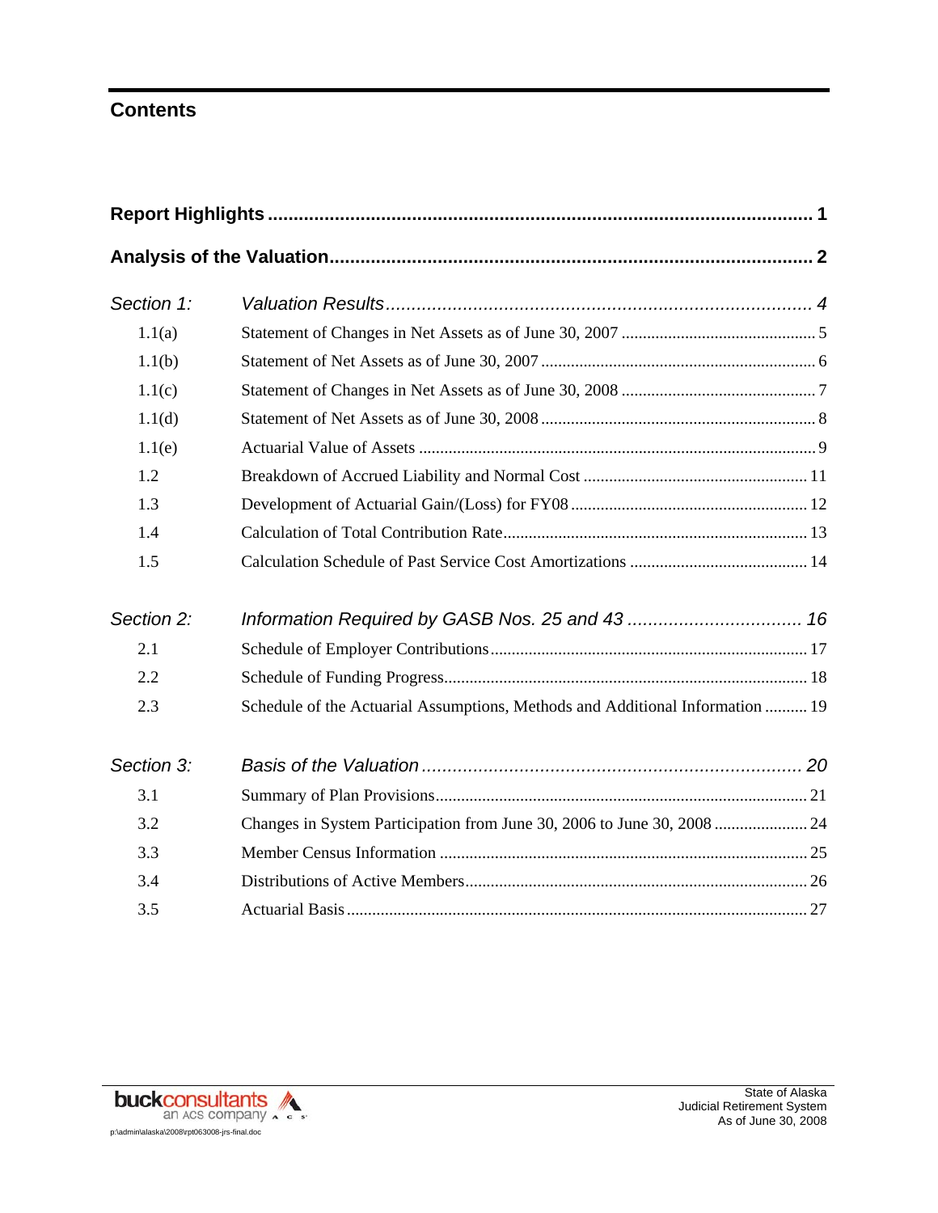## Contents

| | | |
|---|---|---|
| **Report Highlights** | | **1** |
| **Analysis of the Valuation** | | **2** |
| *Section 1:* | *Valuation Results* | *4* |
| 1.1(a) | Statement of Changes in Net Assets as of June 30, 2007 | 5 |
| 1.1(b) | Statement of Net Assets as of June 30, 2007 | 6 |
| 1.1(c) | Statement of Changes in Net Assets as of June 30, 2008 | 7 |
| 1.1(d) | Statement of Net Assets as of June 30, 2008 | 8 |
| 1.1(e) | Actuarial Value of Assets | 9 |
| 1.2 | Breakdown of Accrued Liability and Normal Cost | 11 |
| 1.3 | Development of Actuarial Gain/(Loss) for FY08 | 12 |
| 1.4 | Calculation of Total Contribution Rate | 13 |
| 1.5 | Calculation Schedule of Past Service Cost Amortizations | 14 |
| *Section 2:* | *Information Required by GASB Nos. 25 and 43* | *16* |
| 2.1 | Schedule of Employer Contributions | 17 |
| 2.2 | Schedule of Funding Progress | 18 |
| 2.3 | Schedule of the Actuarial Assumptions, Methods and Additional Information | 19 |
| *Section 3:* | *Basis of the Valuation* | *20* |
| 3.1 | Summary of Plan Provisions | 21 |
| 3.2 | Changes in System Participation from June 30, 2006 to June 30, 2008 | 24 |
| 3.3 | Member Census Information | 25 |
| 3.4 | Distributions of Active Members | 26 |
| 3.5 | Actuarial Basis | 27 |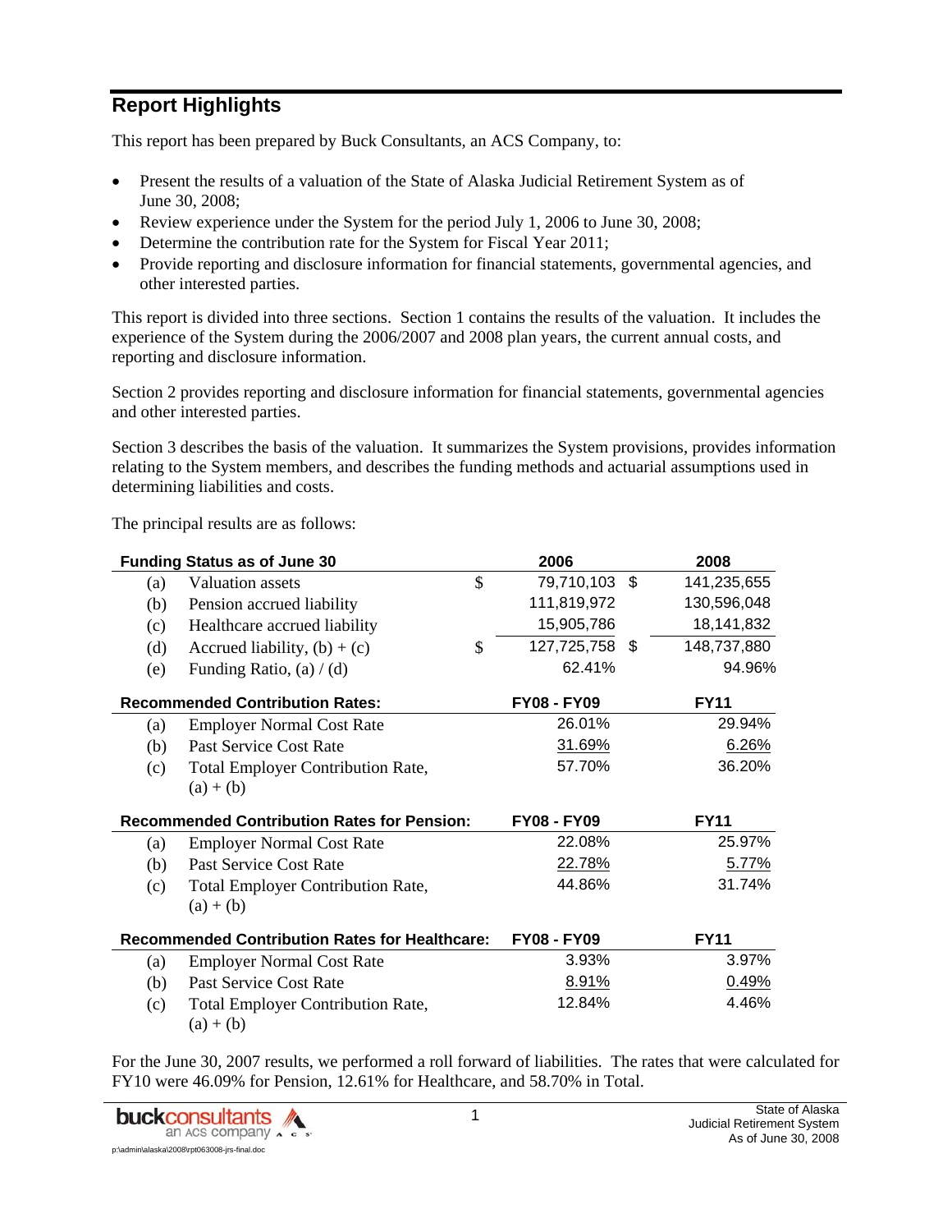## Report Highlights

This report has been prepared by Buck Consultants, an ACS Company, to:

- Present the results of a valuation of the State of Alaska Judicial Retirement System as of June 30, 2008;
- Review experience under the System for the period July 1, 2006 to June 30, 2008;
- Determine the contribution rate for the System for Fiscal Year 2011;
- Provide reporting and disclosure information for financial statements, governmental agencies, and other interested parties.

This report is divided into three sections. Section 1 contains the results of the valuation. It includes the experience of the System during the 2006/2007 and 2008 plan years, the current annual costs, and reporting and disclosure information.

Section 2 provides reporting and disclosure information for financial statements, governmental agencies and other interested parties.

Section 3 describes the basis of the valuation. It summarizes the System provisions, provides information relating to the System members, and describes the funding methods and actuarial assumptions used in determining liabilities and costs.

The principal results are as follows:

| **Funding Status as of June 30** | | **2006** | **2008** |
|---|---|---|---|
| (a) | Valuation assets | $ 79,710,103 | $ 141,235,655 |
| (b) | Pension accrued liability | 111,819,972 | 130,596,048 |
| (c) | Healthcare accrued liability | 15,905,786 | 18,141,832 |
| (d) | Accrued liability, (b) + (c) | $ 127,725,758 | $ 148,737,880 |
| (e) | Funding Ratio, (a) / (d) | 62.41% | 94.96% |
| **Recommended Contribution Rates:** | | **FY08 - FY09** | **FY11** |
| (a) | Employer Normal Cost Rate | 26.01% | 29.94% |
| (b) | Past Service Cost Rate | 31.69% | 6.26% |
| (c) | Total Employer Contribution Rate, (a) + (b) | 57.70% | 36.20% |
| **Recommended Contribution Rates for Pension:** | | **FY08 - FY09** | **FY11** |
| (a) | Employer Normal Cost Rate | 22.08% | 25.97% |
| (b) | Past Service Cost Rate | 22.78% | 5.77% |
| (c) | Total Employer Contribution Rate, (a) + (b) | 44.86% | 31.74% |
| **Recommended Contribution Rates for Healthcare:** | | **FY08 - FY09** | **FY11** |
| (a) | Employer Normal Cost Rate | 3.93% | 3.97% |
| (b) | Past Service Cost Rate | 8.91% | 0.49% |
| (c) | Total Employer Contribution Rate, (a) + (b) | 12.84% | 4.46% |

For the June 30, 2007 results, we performed a roll forward of liabilities. The rates that were calculated for FY10 were 46.09% for Pension, 12.61% for Healthcare, and 58.70% in Total.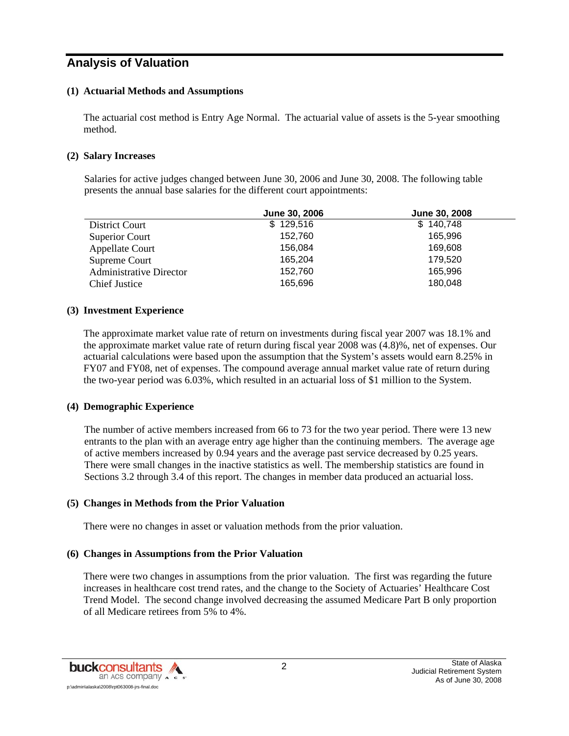## Analysis of Valuation

**(1) Actuarial Methods and Assumptions**

The actuarial cost method is Entry Age Normal. The actuarial value of assets is the 5-year smoothing method.

**(2) Salary Increases**

Salaries for active judges changed between June 30, 2006 and June 30, 2008. The following table presents the annual base salaries for the different court appointments:

| | June 30, 2006 | June 30, 2008 |
|---|---|---|
| District Court | $ 129,516 | $ 140,748 |
| Superior Court | 152,760 | 165,996 |
| Appellate Court | 156,084 | 169,608 |
| Supreme Court | 165,204 | 179,520 |
| Administrative Director | 152,760 | 165,996 |
| Chief Justice | 165,696 | 180,048 |

**(3) Investment Experience**

The approximate market value rate of return on investments during fiscal year 2007 was 18.1% and the approximate market value rate of return during fiscal year 2008 was (4.8)%, net of expenses. Our actuarial calculations were based upon the assumption that the System's assets would earn 8.25% in FY07 and FY08, net of expenses. The compound average annual market value rate of return during the two-year period was 6.03%, which resulted in an actuarial loss of $1 million to the System.

**(4) Demographic Experience**

The number of active members increased from 66 to 73 for the two year period. There were 13 new entrants to the plan with an average entry age higher than the continuing members. The average age of active members increased by 0.94 years and the average past service decreased by 0.25 years. There were small changes in the inactive statistics as well. The membership statistics are found in Sections 3.2 through 3.4 of this report. The changes in member data produced an actuarial loss.

**(5) Changes in Methods from the Prior Valuation**

There were no changes in asset or valuation methods from the prior valuation.

**(6) Changes in Assumptions from the Prior Valuation**

There were two changes in assumptions from the prior valuation. The first was regarding the future increases in healthcare cost trend rates, and the change to the Society of Actuaries' Healthcare Cost Trend Model. The second change involved decreasing the assumed Medicare Part B only proportion of all Medicare retirees from 5% to 4%.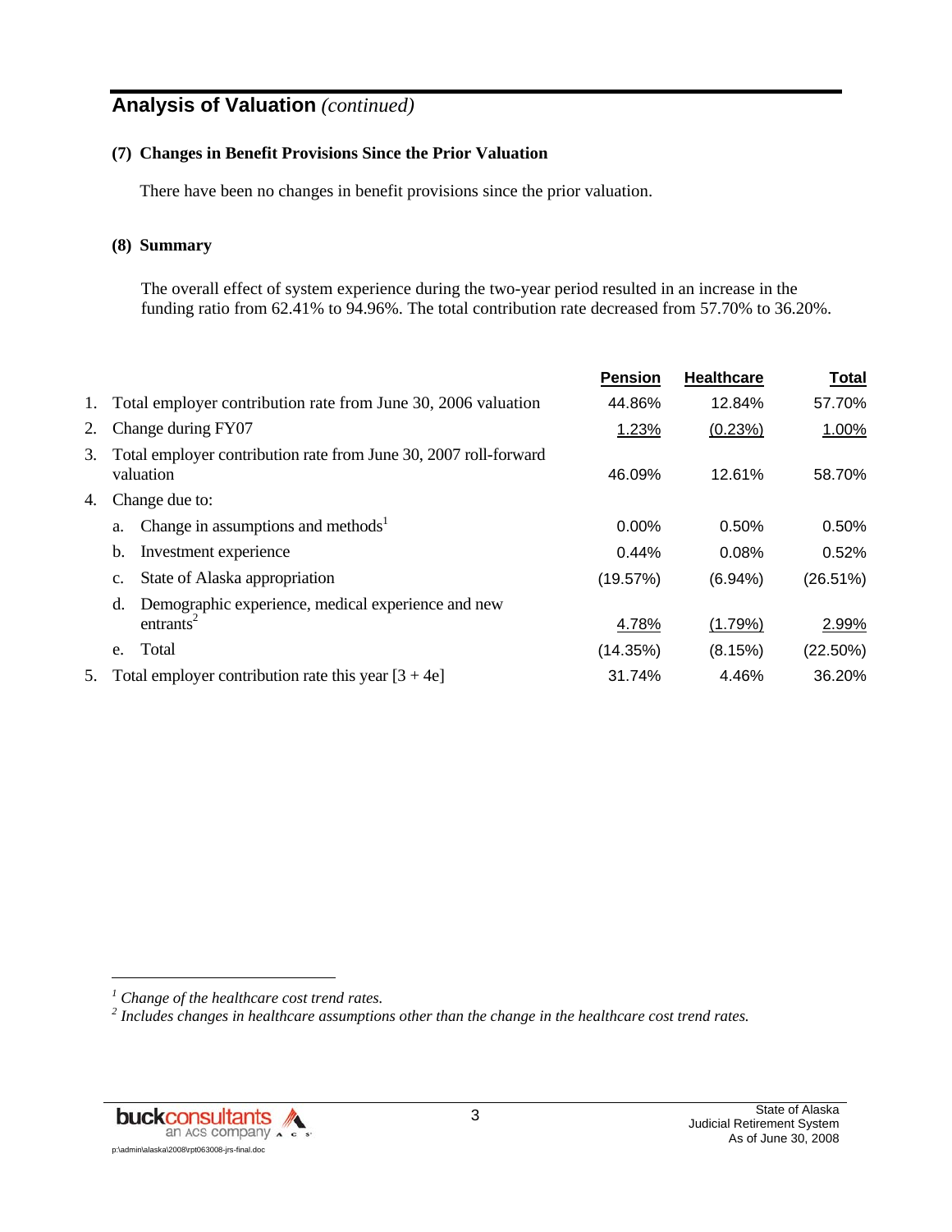## Analysis of Valuation *(continued)*

### (7) Changes in Benefit Provisions Since the Prior Valuation

There have been no changes in benefit provisions since the prior valuation.

### (8) Summary

The overall effect of system experience during the two-year period resulted in an increase in the funding ratio from 62.41% to 94.96%. The total contribution rate decreased from 57.70% to 36.20%.

| | | | Pension | Healthcare | Total |
|---|---|---|---|---|---|
| 1. | Total employer contribution rate from June 30, 2006 valuation | | 44.86% | 12.84% | 57.70% |
| 2. | Change during FY07 | | 1.23% | (0.23%) | 1.00% |
| 3. | Total employer contribution rate from June 30, 2007 roll-forward valuation | | 46.09% | 12.61% | 58.70% |
| 4. | Change due to: | | | | |
| | a. | Change in assumptions and methods[1] | 0.00% | 0.50% | 0.50% |
| | b. | Investment experience | 0.44% | 0.08% | 0.52% |
| | c. | State of Alaska appropriation | (19.57%) | (6.94%) | (26.51%) |
| | d. | Demographic experience, medical experience and new entrants[2] | 4.78% | (1.79%) | 2.99% |
| | e. | Total | (14.35%) | (8.15%) | (22.50%) |
| 5. | Total employer contribution rate this year [3 + 4e] | | 31.74% | 4.46% | 36.20% |

[1] *Change of the healthcare cost trend rates.*

[2] *Includes changes in healthcare assumptions other than the change in the healthcare cost trend rates.*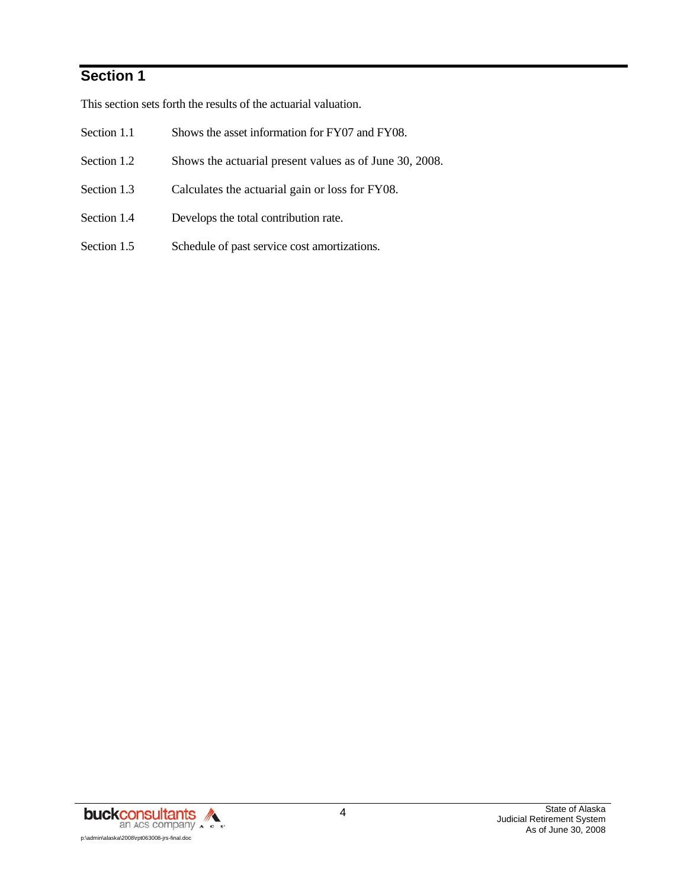## Section 1

This section sets forth the results of the actuarial valuation.

| | |
|---|---|
| Section 1.1 | Shows the asset information for FY07 and FY08. |
| Section 1.2 | Shows the actuarial present values as of June 30, 2008. |
| Section 1.3 | Calculates the actuarial gain or loss for FY08. |
| Section 1.4 | Develops the total contribution rate. |
| Section 1.5 | Schedule of past service cost amortizations. |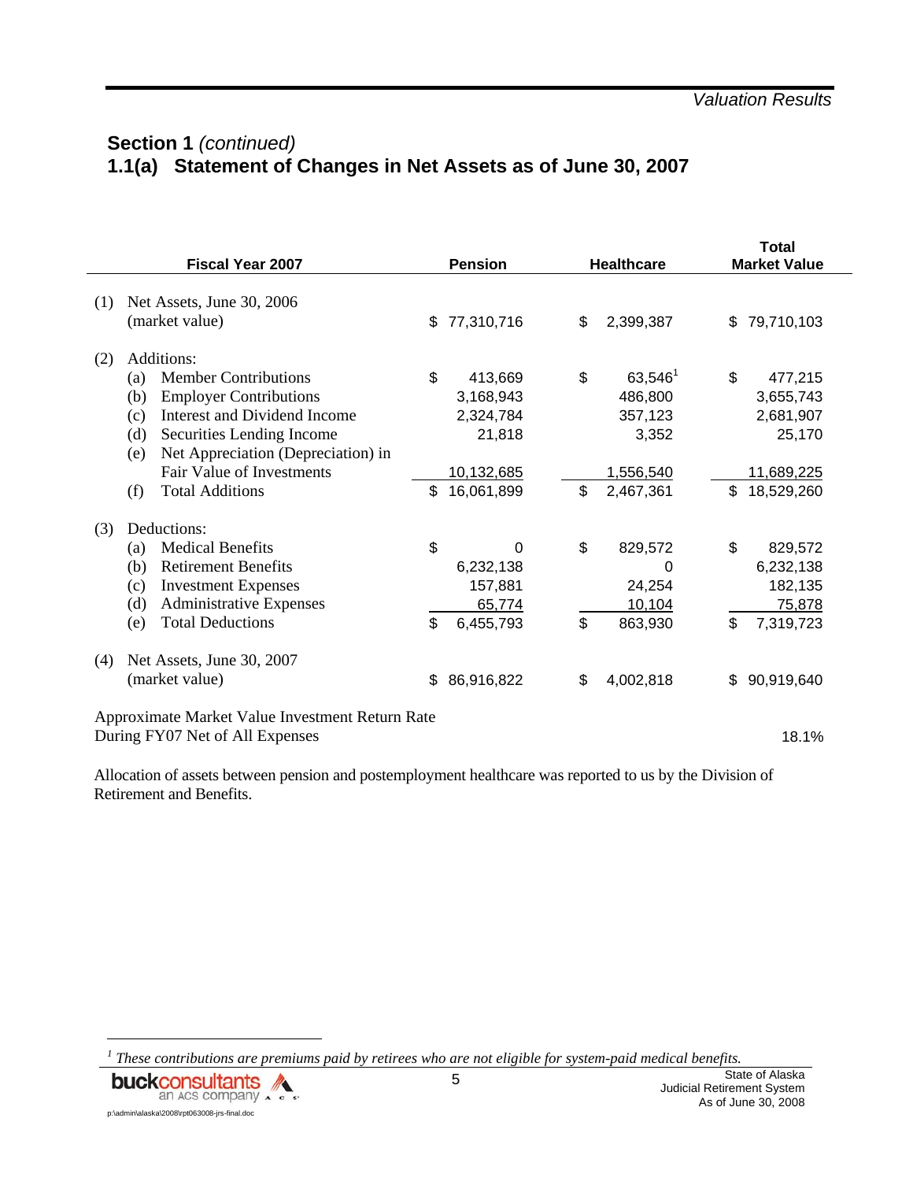## Section 1 *(continued)*

## 1.1(a) Statement of Changes in Net Assets as of June 30, 2007

| | Fiscal Year 2007 | Pension | Healthcare | Total Market Value |
|---|---|---|---|---|
| (1) | Net Assets, June 30, 2006 (market value) | $ 77,310,716 | $ 2,399,387 | $ 79,710,103 |
| (2) | Additions: | | | |
| | (a) Member Contributions | $ 413,669 | $ 63,546[1] | $ 477,215 |
| | (b) Employer Contributions | 3,168,943 | 486,800 | 3,655,743 |
| | (c) Interest and Dividend Income | 2,324,784 | 357,123 | 2,681,907 |
| | (d) Securities Lending Income | 21,818 | 3,352 | 25,170 |
| | (e) Net Appreciation (Depreciation) in Fair Value of Investments | 10,132,685 | 1,556,540 | 11,689,225 |
| | (f) Total Additions | $ 16,061,899 | $ 2,467,361 | $ 18,529,260 |
| (3) | Deductions: | | | |
| | (a) Medical Benefits | $ 0 | $ 829,572 | $ 829,572 |
| | (b) Retirement Benefits | 6,232,138 | 0 | 6,232,138 |
| | (c) Investment Expenses | 157,881 | 24,254 | 182,135 |
| | (d) Administrative Expenses | 65,774 | 10,104 | 75,878 |
| | (e) Total Deductions | $ 6,455,793 | $ 863,930 | $ 7,319,723 |
| (4) | Net Assets, June 30, 2007 (market value) | $ 86,916,822 | $ 4,002,818 | $ 90,919,640 |
| | Approximate Market Value Investment Return Rate During FY07 Net of All Expenses | | | 18.1% |

Allocation of assets between pension and postemployment healthcare was reported to us by the Division of Retirement and Benefits.

[1] *These contributions are premiums paid by retirees who are not eligible for system-paid medical benefits.*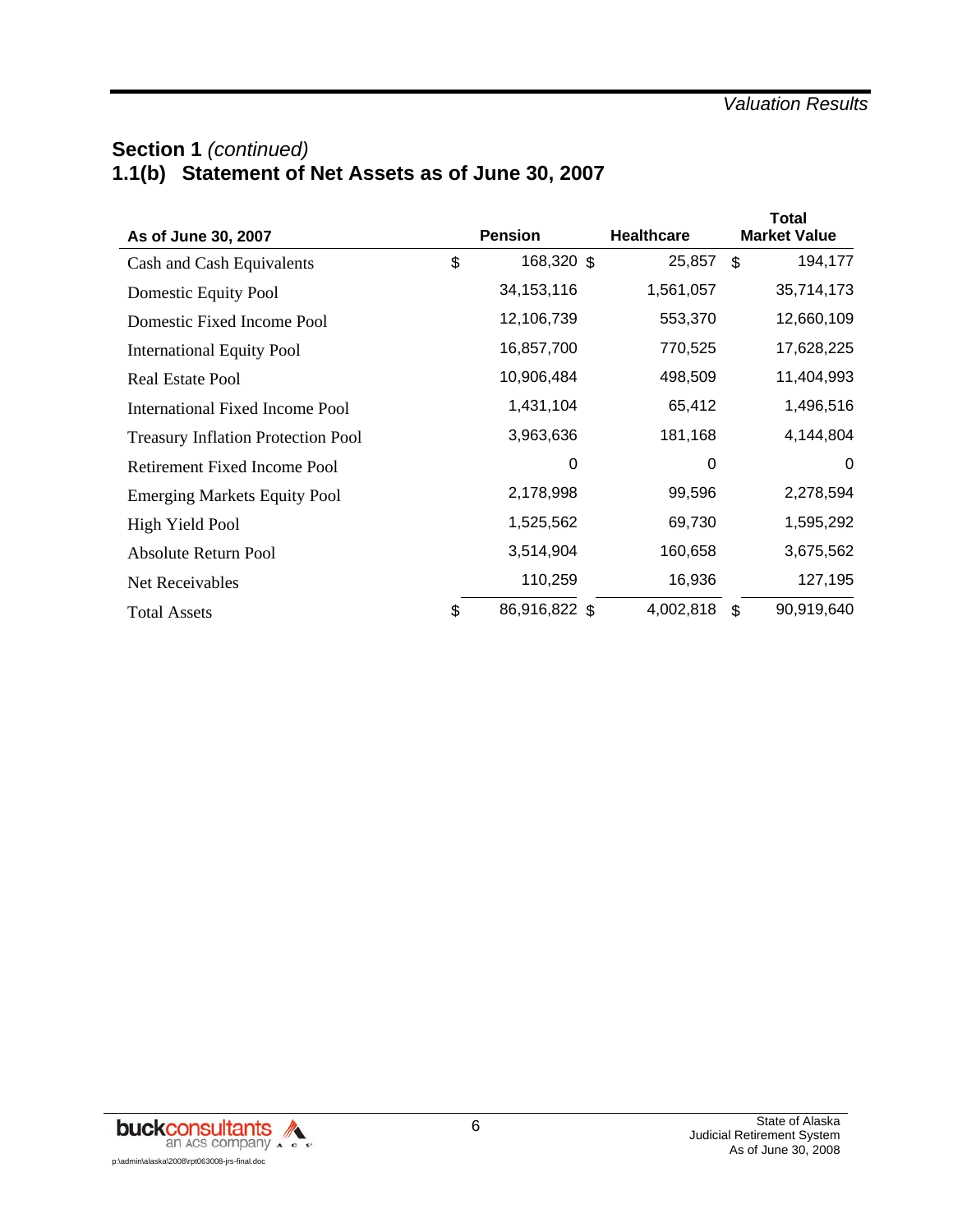## Section 1 *(continued)*

## 1.1(b) Statement of Net Assets as of June 30, 2007

| As of June 30, 2007 | Pension | Healthcare | Total Market Value |
|---|---|---|---|
| Cash and Cash Equivalents | $ 168,320 | $ 25,857 | $ 194,177 |
| Domestic Equity Pool | 34,153,116 | 1,561,057 | 35,714,173 |
| Domestic Fixed Income Pool | 12,106,739 | 553,370 | 12,660,109 |
| International Equity Pool | 16,857,700 | 770,525 | 17,628,225 |
| Real Estate Pool | 10,906,484 | 498,509 | 11,404,993 |
| International Fixed Income Pool | 1,431,104 | 65,412 | 1,496,516 |
| Treasury Inflation Protection Pool | 3,963,636 | 181,168 | 4,144,804 |
| Retirement Fixed Income Pool | 0 | 0 | 0 |
| Emerging Markets Equity Pool | 2,178,998 | 99,596 | 2,278,594 |
| High Yield Pool | 1,525,562 | 69,730 | 1,595,292 |
| Absolute Return Pool | 3,514,904 | 160,658 | 3,675,562 |
| Net Receivables | 110,259 | 16,936 | 127,195 |
| Total Assets | $ 86,916,822 | $ 4,002,818 | $ 90,919,640 |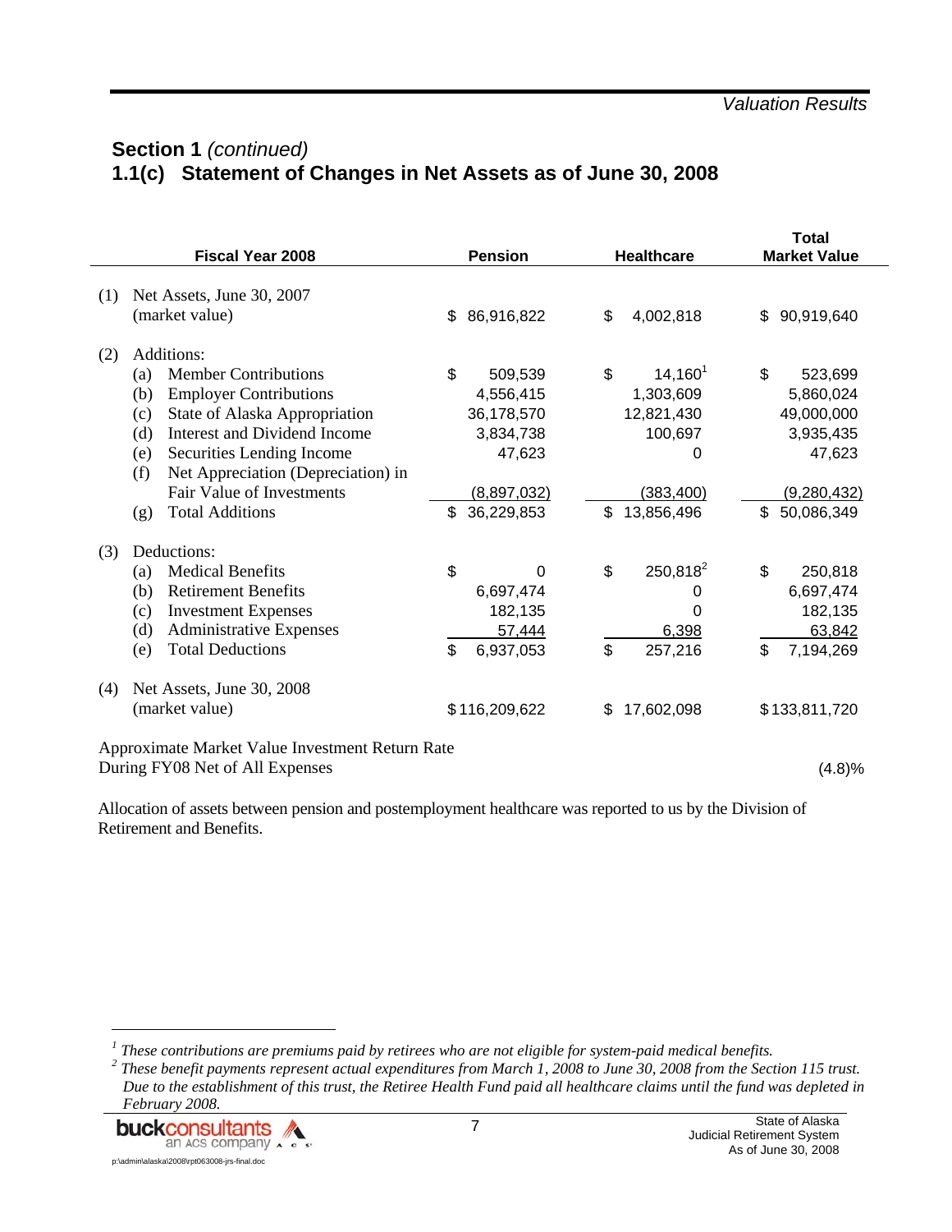## Section 1 *(continued)*

## 1.1(c) Statement of Changes in Net Assets as of June 30, 2008

| Fiscal Year 2008 | Pension | Healthcare | Total Market Value |
|---|---|---|---|
| (1) Net Assets, June 30, 2007 (market value) | $ 86,916,822 | $ 4,002,818 | $ 90,919,640 |
| (2) Additions: | | | |
| (a) Member Contributions | $ 509,539 | $ 14,160[1] | $ 523,699 |
| (b) Employer Contributions | 4,556,415 | 1,303,609 | 5,860,024 |
| (c) State of Alaska Appropriation | 36,178,570 | 12,821,430 | 49,000,000 |
| (d) Interest and Dividend Income | 3,834,738 | 100,697 | 3,935,435 |
| (e) Securities Lending Income | 47,623 | 0 | 47,623 |
| (f) Net Appreciation (Depreciation) in Fair Value of Investments | (8,897,032) | (383,400) | (9,280,432) |
| (g) Total Additions | $ 36,229,853 | $ 13,856,496 | $ 50,086,349 |
| (3) Deductions: | | | |
| (a) Medical Benefits | $ 0 | $ 250,818[2] | $ 250,818 |
| (b) Retirement Benefits | 6,697,474 | 0 | 6,697,474 |
| (c) Investment Expenses | 182,135 | 0 | 182,135 |
| (d) Administrative Expenses | 57,444 | 6,398 | 63,842 |
| (e) Total Deductions | $ 6,937,053 | $ 257,216 | $ 7,194,269 |
| (4) Net Assets, June 30, 2008 (market value) | $ 116,209,622 | $ 17,602,098 | $ 133,811,720 |
| Approximate Market Value Investment Return Rate During FY08 Net of All Expenses | | | (4.8)% |

Allocation of assets between pension and postemployment healthcare was reported to us by the Division of Retirement and Benefits.

---

[1] *These contributions are premiums paid by retirees who are not eligible for system-paid medical benefits.*

[2] *These benefit payments represent actual expenditures from March 1, 2008 to June 30, 2008 from the Section 115 trust. Due to the establishment of this trust, the Retiree Health Fund paid all healthcare claims until the fund was depleted in February 2008.*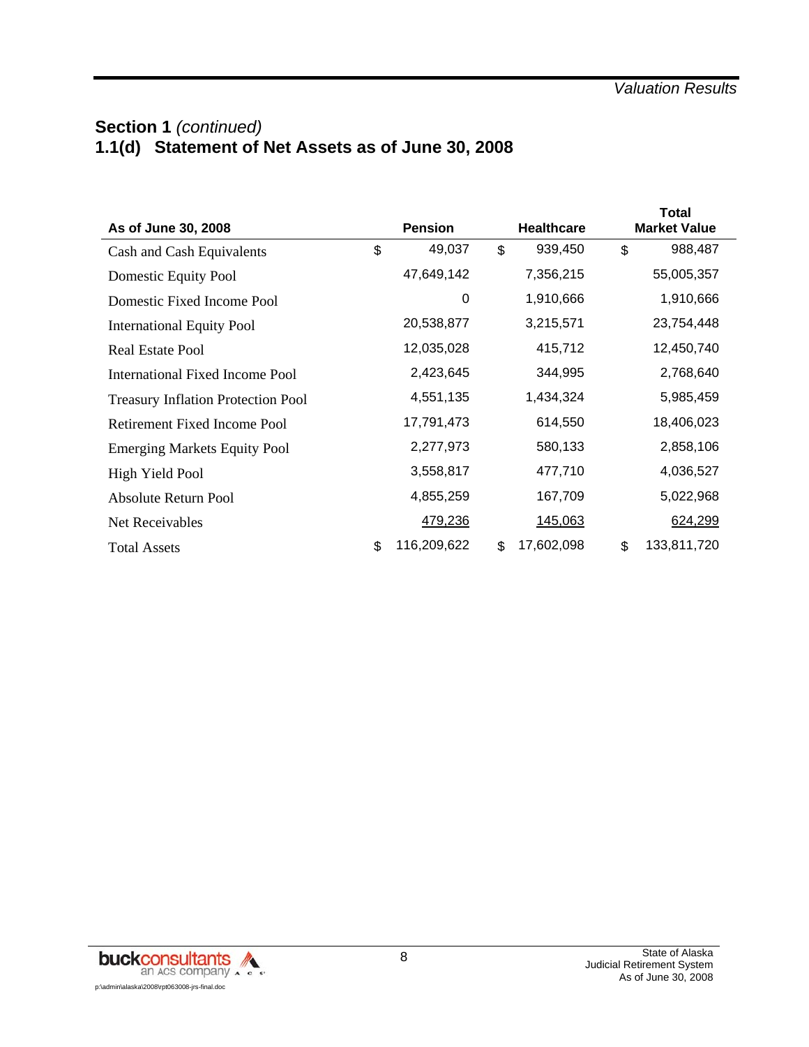## Section 1 *(continued)*

## 1.1(d) Statement of Net Assets as of June 30, 2008

| As of June 30, 2008 | Pension | Healthcare | Total Market Value |
|---|---|---|---|
| Cash and Cash Equivalents | $ 49,037 | $ 939,450 | $ 988,487 |
| Domestic Equity Pool | 47,649,142 | 7,356,215 | 55,005,357 |
| Domestic Fixed Income Pool | 0 | 1,910,666 | 1,910,666 |
| International Equity Pool | 20,538,877 | 3,215,571 | 23,754,448 |
| Real Estate Pool | 12,035,028 | 415,712 | 12,450,740 |
| International Fixed Income Pool | 2,423,645 | 344,995 | 2,768,640 |
| Treasury Inflation Protection Pool | 4,551,135 | 1,434,324 | 5,985,459 |
| Retirement Fixed Income Pool | 17,791,473 | 614,550 | 18,406,023 |
| Emerging Markets Equity Pool | 2,277,973 | 580,133 | 2,858,106 |
| High Yield Pool | 3,558,817 | 477,710 | 4,036,527 |
| Absolute Return Pool | 4,855,259 | 167,709 | 5,022,968 |
| Net Receivables | 479,236 | 145,063 | 624,299 |
| Total Assets | $ 116,209,622 | $ 17,602,098 | $ 133,811,720 |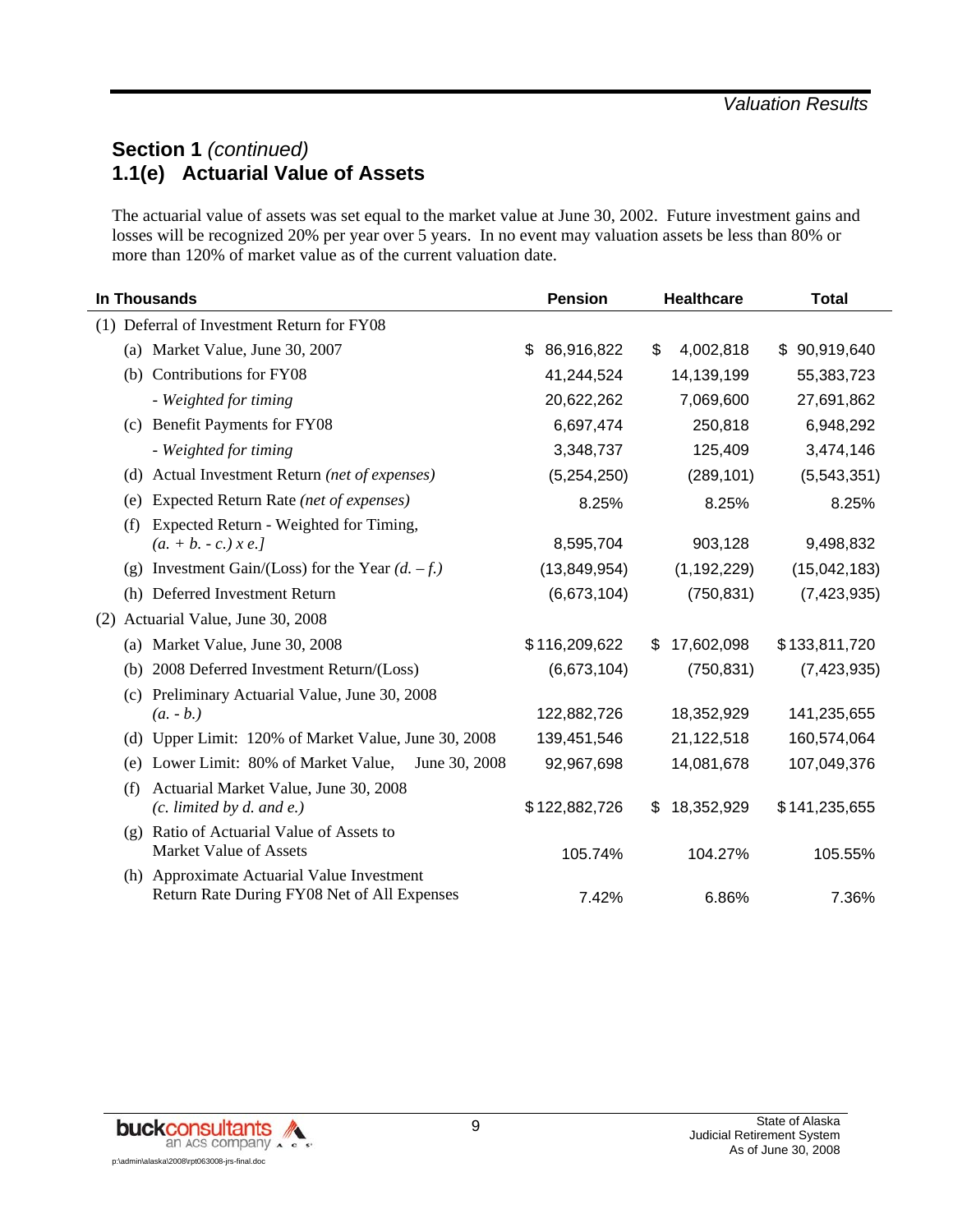## Section 1 *(continued)*

## 1.1(e) Actuarial Value of Assets

The actuarial value of assets was set equal to the market value at June 30, 2002. Future investment gains and losses will be recognized 20% per year over 5 years. In no event may valuation assets be less than 80% or more than 120% of market value as of the current valuation date.

| In Thousands | Pension | Healthcare | Total |
|---|---|---|---|
| (1) Deferral of Investment Return for FY08 | | | |
| (a) Market Value, June 30, 2007 | $ 86,916,822 | $ 4,002,818 | $ 90,919,640 |
| (b) Contributions for FY08 | 41,244,524 | 14,139,199 | 55,383,723 |
| - *Weighted for timing* | 20,622,262 | 7,069,600 | 27,691,862 |
| (c) Benefit Payments for FY08 | 6,697,474 | 250,818 | 6,948,292 |
| - *Weighted for timing* | 3,348,737 | 125,409 | 3,474,146 |
| (d) Actual Investment Return *(net of expenses)* | (5,254,250) | (289,101) | (5,543,351) |
| (e) Expected Return Rate *(net of expenses)* | 8.25% | 8.25% | 8.25% |
| (f) Expected Return - Weighted for Timing, *(a. + b. - c.) x e.]* | 8,595,704 | 903,128 | 9,498,832 |
| (g) Investment Gain/(Loss) for the Year *(d. – f.)* | (13,849,954) | (1,192,229) | (15,042,183) |
| (h) Deferred Investment Return | (6,673,104) | (750,831) | (7,423,935) |
| (2) Actuarial Value, June 30, 2008 | | | |
| (a) Market Value, June 30, 2008 | $116,209,622 | $ 17,602,098 | $133,811,720 |
| (b) 2008 Deferred Investment Return/(Loss) | (6,673,104) | (750,831) | (7,423,935) |
| (c) Preliminary Actuarial Value, June 30, 2008 *(a. - b.)* | 122,882,726 | 18,352,929 | 141,235,655 |
| (d) Upper Limit: 120% of Market Value, June 30, 2008 | 139,451,546 | 21,122,518 | 160,574,064 |
| (e) Lower Limit: 80% of Market Value, June 30, 2008 | 92,967,698 | 14,081,678 | 107,049,376 |
| (f) Actuarial Market Value, June 30, 2008 *(c. limited by d. and e.)* | $122,882,726 | $ 18,352,929 | $141,235,655 |
| (g) Ratio of Actuarial Value of Assets to Market Value of Assets | 105.74% | 104.27% | 105.55% |
| (h) Approximate Actuarial Value Investment Return Rate During FY08 Net of All Expenses | 7.42% | 6.86% | 7.36% |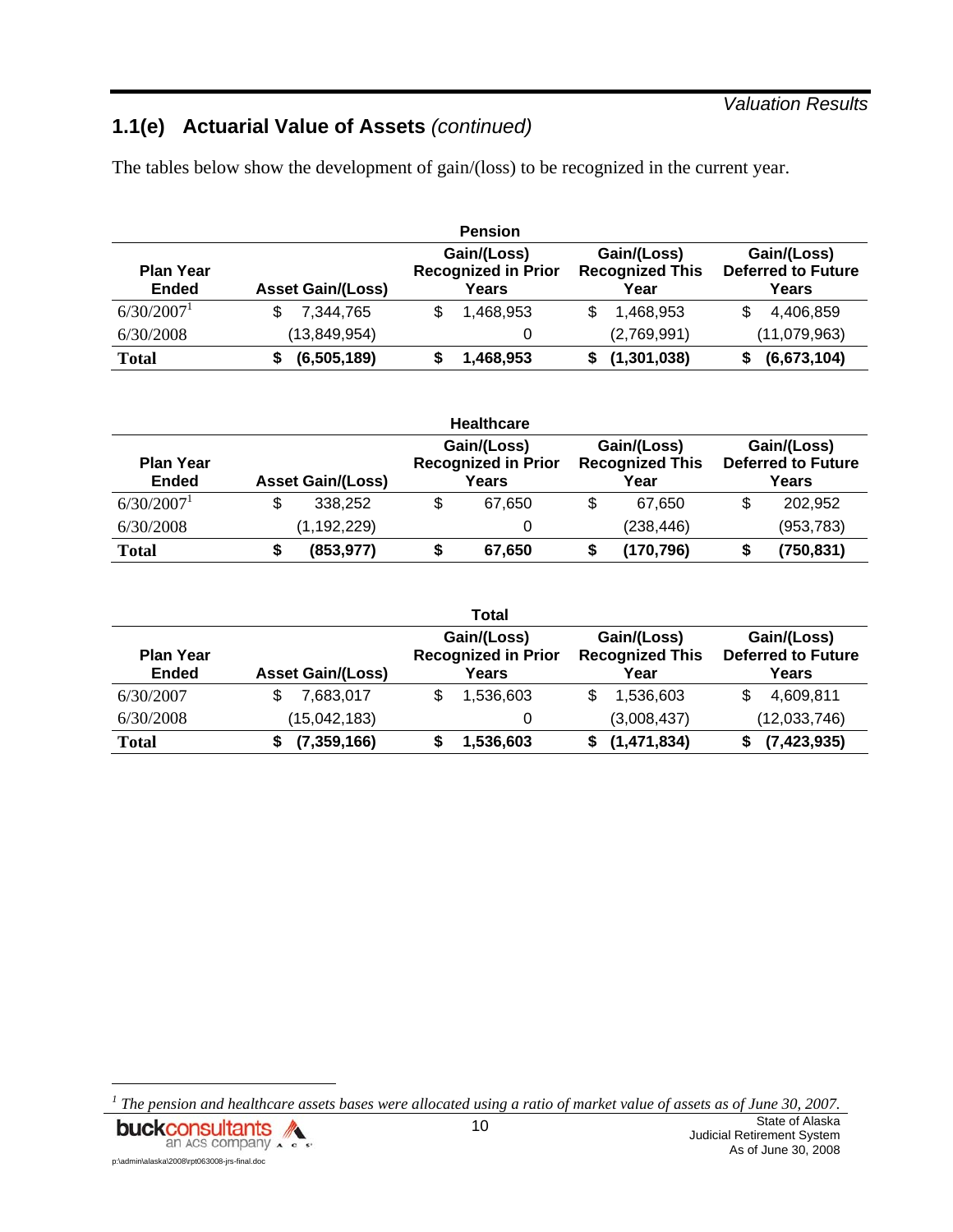## 1.1(e) Actuarial Value of Assets *(continued)*

The tables below show the development of gain/(loss) to be recognized in the current year.

**Pension**

| Plan Year Ended | Asset Gain/(Loss) | Gain/(Loss) Recognized in Prior Years | Gain/(Loss) Recognized This Year | Gain/(Loss) Deferred to Future Years |
|---|---|---|---|---|
| 6/30/2007[1] | $ 7,344,765 | $ 1,468,953 | $ 1,468,953 | $ 4,406,859 |
| 6/30/2008 | (13,849,954) | 0 | (2,769,991) | (11,079,963) |
| **Total** | **$ (6,505,189)** | **$ 1,468,953** | **$ (1,301,038)** | **$ (6,673,104)** |

**Healthcare**

| Plan Year Ended | Asset Gain/(Loss) | Gain/(Loss) Recognized in Prior Years | Gain/(Loss) Recognized This Year | Gain/(Loss) Deferred to Future Years |
|---|---|---|---|---|
| 6/30/2007[1] | $ 338,252 | $ 67,650 | $ 67,650 | $ 202,952 |
| 6/30/2008 | (1,192,229) | 0 | (238,446) | (953,783) |
| **Total** | **$ (853,977)** | **$ 67,650** | **$ (170,796)** | **$ (750,831)** |

**Total**

| Plan Year Ended | Asset Gain/(Loss) | Gain/(Loss) Recognized in Prior Years | Gain/(Loss) Recognized This Year | Gain/(Loss) Deferred to Future Years |
|---|---|---|---|---|
| 6/30/2007 | $ 7,683,017 | $ 1,536,603 | $ 1,536,603 | $ 4,609,811 |
| 6/30/2008 | (15,042,183) | 0 | (3,008,437) | (12,033,746) |
| **Total** | **$ (7,359,166)** | **$ 1,536,603** | **$ (1,471,834)** | **$ (7,423,935)** |

[1] *The pension and healthcare assets bases were allocated using a ratio of market value of assets as of June 30, 2007.*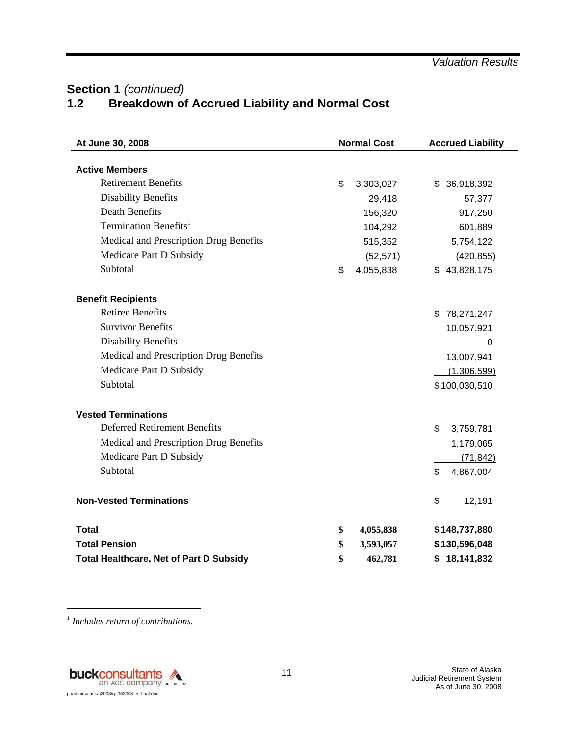## Section 1 *(continued)*

## 1.2 Breakdown of Accrued Liability and Normal Cost

| At June 30, 2008 | Normal Cost | Accrued Liability |
|---|---|---|
| **Active Members** | | |
| Retirement Benefits | $ 3,303,027 | $ 36,918,392 |
| Disability Benefits | 29,418 | 57,377 |
| Death Benefits | 156,320 | 917,250 |
| Termination Benefits[1] | 104,292 | 601,889 |
| Medical and Prescription Drug Benefits | 515,352 | 5,754,122 |
| Medicare Part D Subsidy | (52,571) | (420,855) |
| Subtotal | $ 4,055,838 | $ 43,828,175 |
| **Benefit Recipients** | | |
| Retiree Benefits | | $ 78,271,247 |
| Survivor Benefits | | 10,057,921 |
| Disability Benefits | | 0 |
| Medical and Prescription Drug Benefits | | 13,007,941 |
| Medicare Part D Subsidy | | (1,306,599) |
| Subtotal | | $ 100,030,510 |
| **Vested Terminations** | | |
| Deferred Retirement Benefits | | $ 3,759,781 |
| Medical and Prescription Drug Benefits | | 1,179,065 |
| Medicare Part D Subsidy | | (71,842) |
| Subtotal | | $ 4,867,004 |
| **Non-Vested Terminations** | | $ 12,191 |
| **Total** | **$ 4,055,838** | **$ 148,737,880** |
| **Total Pension** | **$ 3,593,057** | **$ 130,596,048** |
| **Total Healthcare, Net of Part D Subsidy** | **$ 462,781** | **$ 18,141,832** |

[1] *Includes return of contributions.*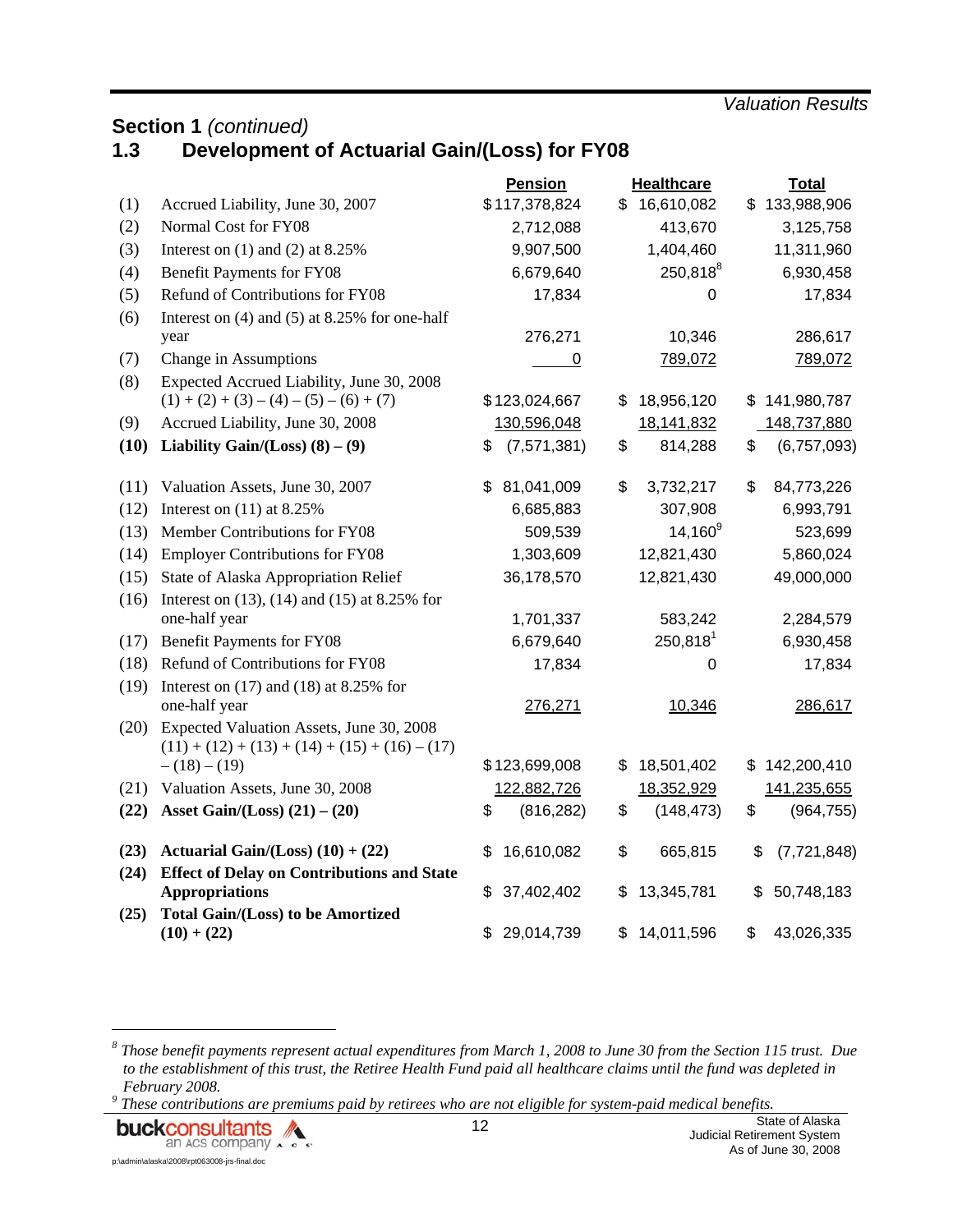## Section 1 *(continued)*

## 1.3 Development of Actuarial Gain/(Loss) for FY08

| | | Pension | Healthcare | Total |
|---|---|---|---|---|
| (1) | Accrued Liability, June 30, 2007 | $117,378,824 | $ 16,610,082 | $ 133,988,906 |
| (2) | Normal Cost for FY08 | 2,712,088 | 413,670 | 3,125,758 |
| (3) | Interest on (1) and (2) at 8.25% | 9,907,500 | 1,404,460 | 11,311,960 |
| (4) | Benefit Payments for FY08 | 6,679,640 | 250,818[8] | 6,930,458 |
| (5) | Refund of Contributions for FY08 | 17,834 | 0 | 17,834 |
| (6) | Interest on (4) and (5) at 8.25% for one-half year | 276,271 | 10,346 | 286,617 |
| (7) | Change in Assumptions | 0 | 789,072 | 789,072 |
| (8) | Expected Accrued Liability, June 30, 2008 (1) + (2) + (3) – (4) – (5) – (6) + (7) | $123,024,667 | $ 18,956,120 | $ 141,980,787 |
| (9) | Accrued Liability, June 30, 2008 | 130,596,048 | 18,141,832 | 148,737,880 |
| **(10)** | **Liability Gain/(Loss) (8) – (9)** | $ (7,571,381) | $ 814,288 | $ (6,757,093) |
| (11) | Valuation Assets, June 30, 2007 | $ 81,041,009 | $ 3,732,217 | $ 84,773,226 |
| (12) | Interest on (11) at 8.25% | 6,685,883 | 307,908 | 6,993,791 |
| (13) | Member Contributions for FY08 | 509,539 | 14,160[9] | 523,699 |
| (14) | Employer Contributions for FY08 | 1,303,609 | 12,821,430 | 5,860,024 |
| (15) | State of Alaska Appropriation Relief | 36,178,570 | 12,821,430 | 49,000,000 |
| (16) | Interest on (13), (14) and (15) at 8.25% for one-half year | 1,701,337 | 583,242 | 2,284,579 |
| (17) | Benefit Payments for FY08 | 6,679,640 | 250,818[1] | 6,930,458 |
| (18) | Refund of Contributions for FY08 | 17,834 | 0 | 17,834 |
| (19) | Interest on (17) and (18) at 8.25% for one-half year | 276,271 | 10,346 | 286,617 |
| (20) | Expected Valuation Assets, June 30, 2008 (11) + (12) + (13) + (14) + (15) + (16) – (17) – (18) – (19) | $123,699,008 | $ 18,501,402 | $ 142,200,410 |
| (21) | Valuation Assets, June 30, 2008 | 122,882,726 | 18,352,929 | 141,235,655 |
| **(22)** | **Asset Gain/(Loss) (21) – (20)** | $ (816,282) | $ (148,473) | $ (964,755) |
| **(23)** | **Actuarial Gain/(Loss) (10) + (22)** | $ 16,610,082 | $ 665,815 | $ (7,721,848) |
| **(24)** | **Effect of Delay on Contributions and State Appropriations** | $ 37,402,402 | $ 13,345,781 | $ 50,748,183 |
| **(25)** | **Total Gain/(Loss) to be Amortized (10) + (22)** | $ 29,014,739 | $ 14,011,596 | $ 43,026,335 |

---

[8] *Those benefit payments represent actual expenditures from March 1, 2008 to June 30 from the Section 115 trust. Due to the establishment of this trust, the Retiree Health Fund paid all healthcare claims until the fund was depleted in February 2008.*

[9] *These contributions are premiums paid by retirees who are not eligible for system-paid medical benefits.*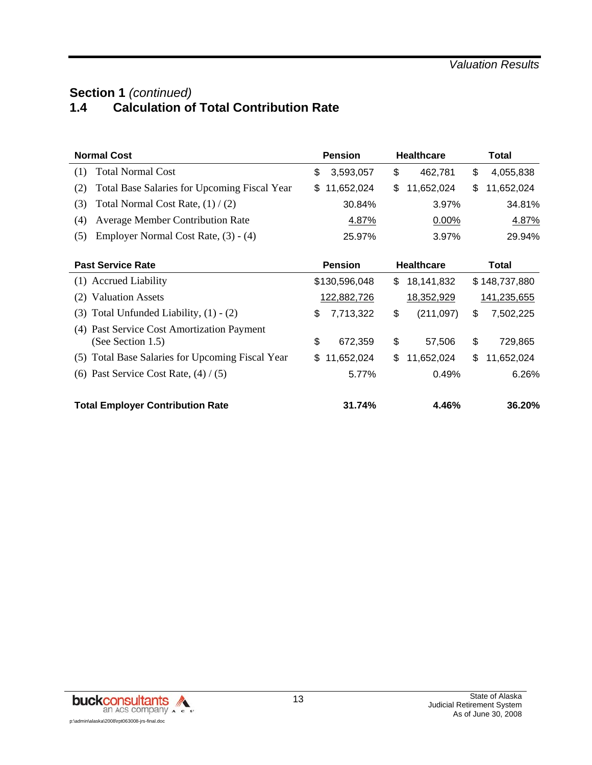## Section 1 *(continued)*

### 1.4 Calculation of Total Contribution Rate

| Normal Cost | Pension | Healthcare | Total |
|---|---|---|---|
| (1) Total Normal Cost | $ 3,593,057 | $ 462,781 | $ 4,055,838 |
| (2) Total Base Salaries for Upcoming Fiscal Year | $ 11,652,024 | $ 11,652,024 | $ 11,652,024 |
| (3) Total Normal Cost Rate, (1) / (2) | 30.84% | 3.97% | 34.81% |
| (4) Average Member Contribution Rate | 4.87% | 0.00% | 4.87% |
| (5) Employer Normal Cost Rate, (3) - (4) | 25.97% | 3.97% | 29.94% |

| Past Service Rate | Pension | Healthcare | Total |
|---|---|---|---|
| (1) Accrued Liability | $130,596,048 | $ 18,141,832 | $ 148,737,880 |
| (2) Valuation Assets | 122,882,726 | 18,352,929 | 141,235,655 |
| (3) Total Unfunded Liability, (1) - (2) | $ 7,713,322 | $ (211,097) | $ 7,502,225 |
| (4) Past Service Cost Amortization Payment (See Section 1.5) | $ 672,359 | $ 57,506 | $ 729,865 |
| (5) Total Base Salaries for Upcoming Fiscal Year | $ 11,652,024 | $ 11,652,024 | $ 11,652,024 |
| (6) Past Service Cost Rate, (4) / (5) | 5.77% | 0.49% | 6.26% |
| **Total Employer Contribution Rate** | **31.74%** | **4.46%** | **36.20%** |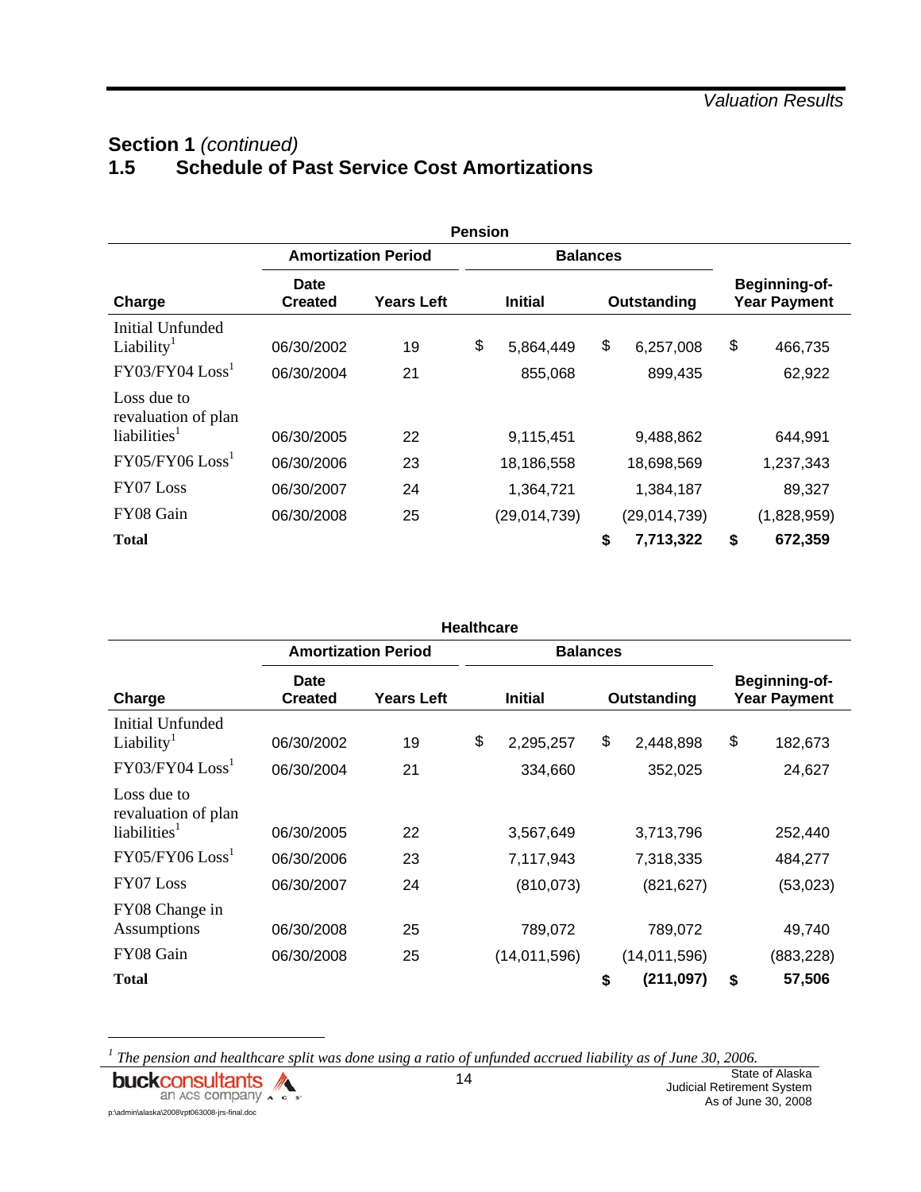## Section 1 *(continued)*

## 1.5 Schedule of Past Service Cost Amortizations

**Pension**

| | Amortization Period | | Balances | | |
|---|---|---|---|---|---|
| **Charge** | **Date Created** | **Years Left** | **Initial** | **Outstanding** | **Beginning-of-Year Payment** |
| Initial Unfunded Liability[1] | 06/30/2002 | 19 | $ 5,864,449 | $ 6,257,008 | $ 466,735 |
| FY03/FY04 Loss[1] | 06/30/2004 | 21 | 855,068 | 899,435 | 62,922 |
| Loss due to revaluation of plan liabilities[1] | 06/30/2005 | 22 | 9,115,451 | 9,488,862 | 644,991 |
| FY05/FY06 Loss[1] | 06/30/2006 | 23 | 18,186,558 | 18,698,569 | 1,237,343 |
| FY07 Loss | 06/30/2007 | 24 | 1,364,721 | 1,384,187 | 89,327 |
| FY08 Gain | 06/30/2008 | 25 | (29,014,739) | (29,014,739) | (1,828,959) |
| **Total** | | | | **$ 7,713,322** | **$ 672,359** |

**Healthcare**

| | Amortization Period | | Balances | | |
|---|---|---|---|---|---|
| **Charge** | **Date Created** | **Years Left** | **Initial** | **Outstanding** | **Beginning-of-Year Payment** |
| Initial Unfunded Liability[1] | 06/30/2002 | 19 | $ 2,295,257 | $ 2,448,898 | $ 182,673 |
| FY03/FY04 Loss[1] | 06/30/2004 | 21 | 334,660 | 352,025 | 24,627 |
| Loss due to revaluation of plan liabilities[1] | 06/30/2005 | 22 | 3,567,649 | 3,713,796 | 252,440 |
| FY05/FY06 Loss[1] | 06/30/2006 | 23 | 7,117,943 | 7,318,335 | 484,277 |
| FY07 Loss | 06/30/2007 | 24 | (810,073) | (821,627) | (53,023) |
| FY08 Change in Assumptions | 06/30/2008 | 25 | 789,072 | 789,072 | 49,740 |
| FY08 Gain | 06/30/2008 | 25 | (14,011,596) | (14,011,596) | (883,228) |
| **Total** | | | | **$ (211,097)** | **$ 57,506** |

[1] *The pension and healthcare split was done using a ratio of unfunded accrued liability as of June 30, 2006.*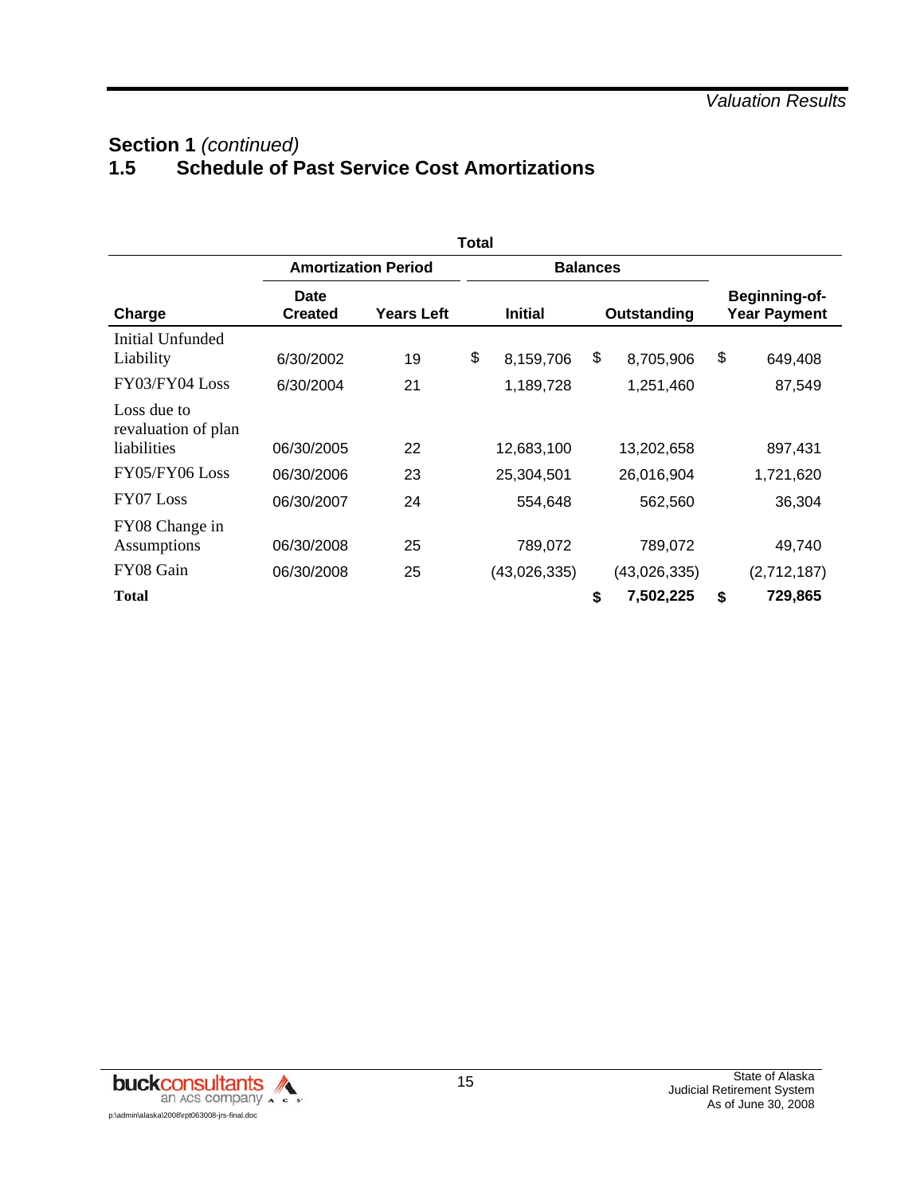## Section 1 *(continued)*

## 1.5 Schedule of Past Service Cost Amortizations

| Total | | | | | |
|---|---|---|---|---|---|
| | Amortization Period | | Balances | | |
| Charge | Date Created | Years Left | Initial | Outstanding | Beginning-of-Year Payment |
| Initial Unfunded Liability | 6/30/2002 | 19 | $ 8,159,706 | $ 8,705,906 | $ 649,408 |
| FY03/FY04 Loss | 6/30/2004 | 21 | 1,189,728 | 1,251,460 | 87,549 |
| Loss due to revaluation of plan liabilities | 06/30/2005 | 22 | 12,683,100 | 13,202,658 | 897,431 |
| FY05/FY06 Loss | 06/30/2006 | 23 | 25,304,501 | 26,016,904 | 1,721,620 |
| FY07 Loss | 06/30/2007 | 24 | 554,648 | 562,560 | 36,304 |
| FY08 Change in Assumptions | 06/30/2008 | 25 | 789,072 | 789,072 | 49,740 |
| FY08 Gain | 06/30/2008 | 25 | (43,026,335) | (43,026,335) | (2,712,187) |
| **Total** | | | | **$ 7,502,225** | **$ 729,865** |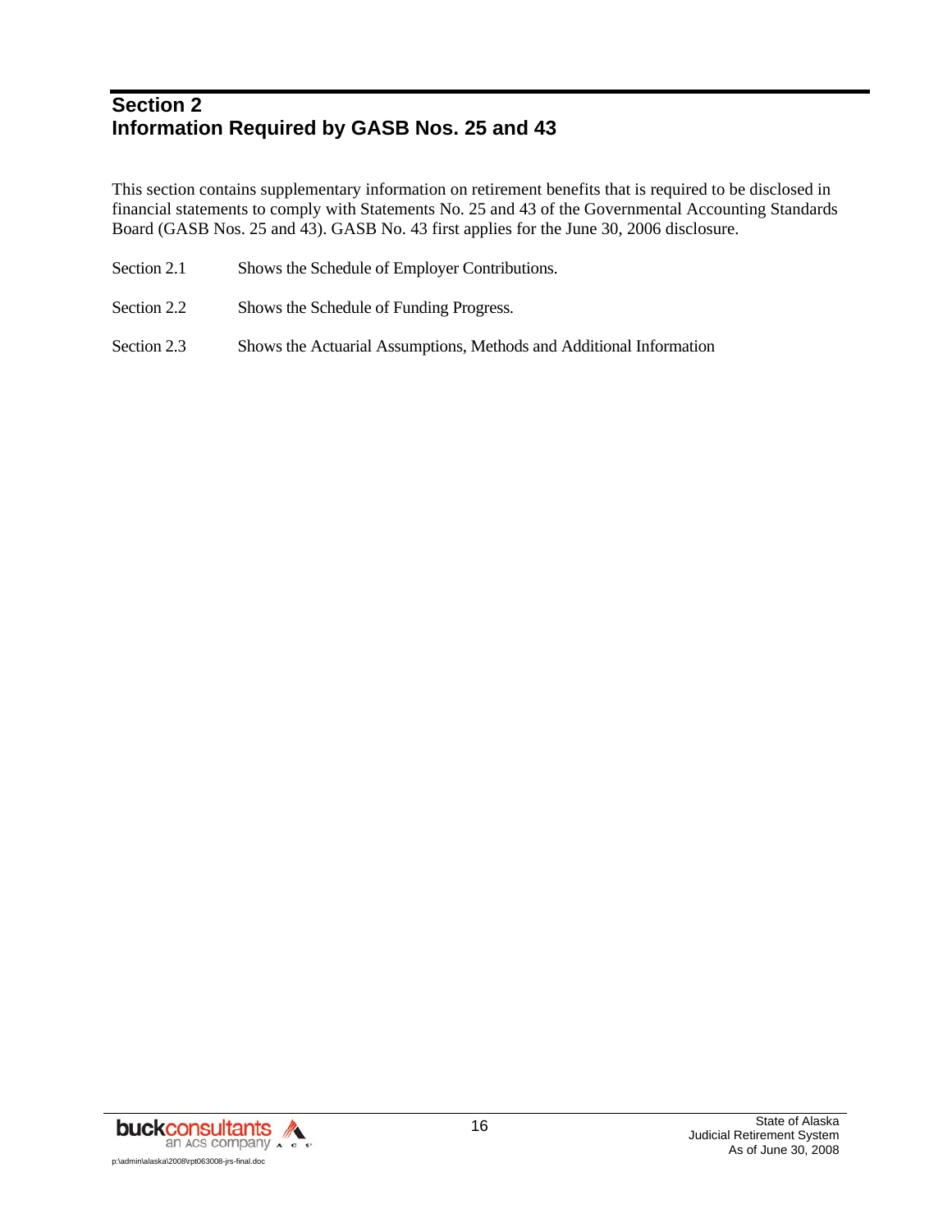# Section 2
# Information Required by GASB Nos. 25 and 43

This section contains supplementary information on retirement benefits that is required to be disclosed in financial statements to comply with Statements No. 25 and 43 of the Governmental Accounting Standards Board (GASB Nos. 25 and 43). GASB No. 43 first applies for the June 30, 2006 disclosure.

| | |
|---|---|
| Section 2.1 | Shows the Schedule of Employer Contributions. |
| Section 2.2 | Shows the Schedule of Funding Progress. |
| Section 2.3 | Shows the Actuarial Assumptions, Methods and Additional Information |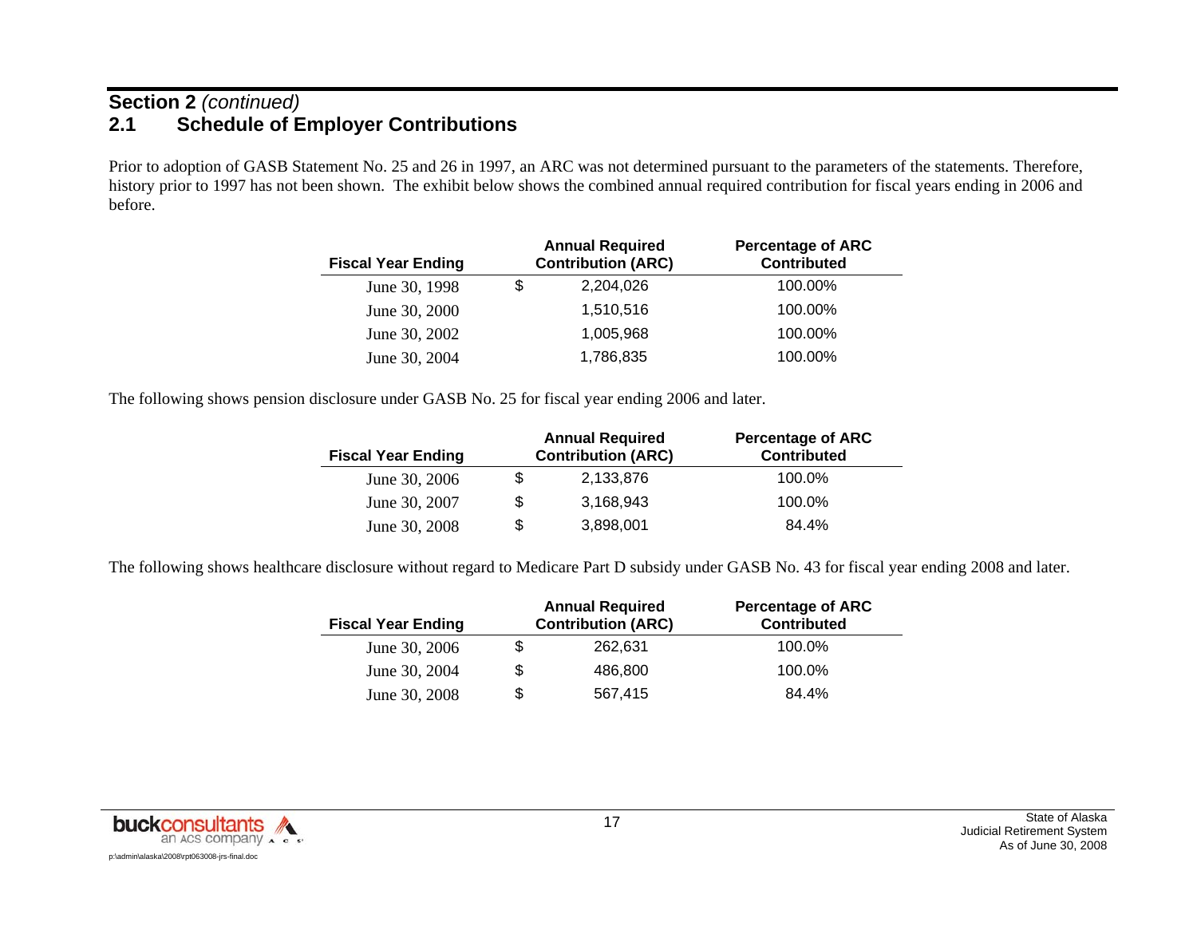## Section 2 *(continued)*

## 2.1 Schedule of Employer Contributions

Prior to adoption of GASB Statement No. 25 and 26 in 1997, an ARC was not determined pursuant to the parameters of the statements. Therefore, history prior to 1997 has not been shown. The exhibit below shows the combined annual required contribution for fiscal years ending in 2006 and before.

| Fiscal Year Ending | Annual Required Contribution (ARC) | Percentage of ARC Contributed |
|---|---|---|
| June 30, 1998 | $ 2,204,026 | 100.00% |
| June 30, 2000 | 1,510,516 | 100.00% |
| June 30, 2002 | 1,005,968 | 100.00% |
| June 30, 2004 | 1,786,835 | 100.00% |

The following shows pension disclosure under GASB No. 25 for fiscal year ending 2006 and later.

| Fiscal Year Ending | Annual Required Contribution (ARC) | Percentage of ARC Contributed |
|---|---|---|
| June 30, 2006 | $ 2,133,876 | 100.0% |
| June 30, 2007 | $ 3,168,943 | 100.0% |
| June 30, 2008 | $ 3,898,001 | 84.4% |

The following shows healthcare disclosure without regard to Medicare Part D subsidy under GASB No. 43 for fiscal year ending 2008 and later.

| Fiscal Year Ending | Annual Required Contribution (ARC) | Percentage of ARC Contributed |
|---|---|---|
| June 30, 2006 | $ 262,631 | 100.0% |
| June 30, 2004 | $ 486,800 | 100.0% |
| June 30, 2008 | $ 567,415 | 84.4% |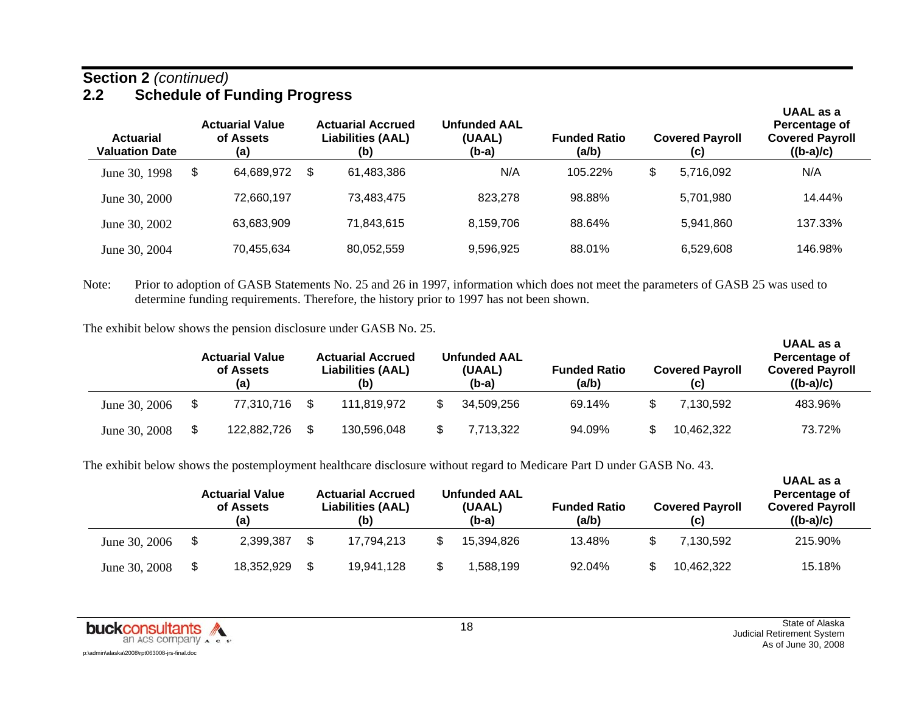**Section 2** *(continued)*

## 2.2 Schedule of Funding Progress

| Actuarial Valuation Date | Actuarial Value of Assets (a) | Actuarial Accrued Liabilities (AAL) (b) | Unfunded AAL (UAAL) (b-a) | Funded Ratio (a/b) | Covered Payroll (c) | UAAL as a Percentage of Covered Payroll ((b-a)/c) |
|---|---|---|---|---|---|---|
| June 30, 1998 | $ 64,689,972 | $ 61,483,386 | N/A | 105.22% | $ 5,716,092 | N/A |
| June 30, 2000 | 72,660,197 | 73,483,475 | 823,278 | 98.88% | 5,701,980 | 14.44% |
| June 30, 2002 | 63,683,909 | 71,843,615 | 8,159,706 | 88.64% | 5,941,860 | 137.33% |
| June 30, 2004 | 70,455,634 | 80,052,559 | 9,596,925 | 88.01% | 6,529,608 | 146.98% |

Note: Prior to adoption of GASB Statements No. 25 and 26 in 1997, information which does not meet the parameters of GASB 25 was used to determine funding requirements. Therefore, the history prior to 1997 has not been shown.

The exhibit below shows the pension disclosure under GASB No. 25.

| | Actuarial Value of Assets (a) | Actuarial Accrued Liabilities (AAL) (b) | Unfunded AAL (UAAL) (b-a) | Funded Ratio (a/b) | Covered Payroll (c) | UAAL as a Percentage of Covered Payroll ((b-a)/c) |
|---|---|---|---|---|---|---|
| June 30, 2006 | $ 77,310,716 | $ 111,819,972 | $ 34,509,256 | 69.14% | $ 7,130,592 | 483.96% |
| June 30, 2008 | $ 122,882,726 | $ 130,596,048 | $ 7,713,322 | 94.09% | $ 10,462,322 | 73.72% |

The exhibit below shows the postemployment healthcare disclosure without regard to Medicare Part D under GASB No. 43.

| | Actuarial Value of Assets (a) | Actuarial Accrued Liabilities (AAL) (b) | Unfunded AAL (UAAL) (b-a) | Funded Ratio (a/b) | Covered Payroll (c) | UAAL as a Percentage of Covered Payroll ((b-a)/c) |
|---|---|---|---|---|---|---|
| June 30, 2006 | $ 2,399,387 | $ 17,794,213 | $ 15,394,826 | 13.48% | $ 7,130,592 | 215.90% |
| June 30, 2008 | $ 18,352,929 | $ 19,941,128 | $ 1,588,199 | 92.04% | $ 10,462,322 | 15.18% |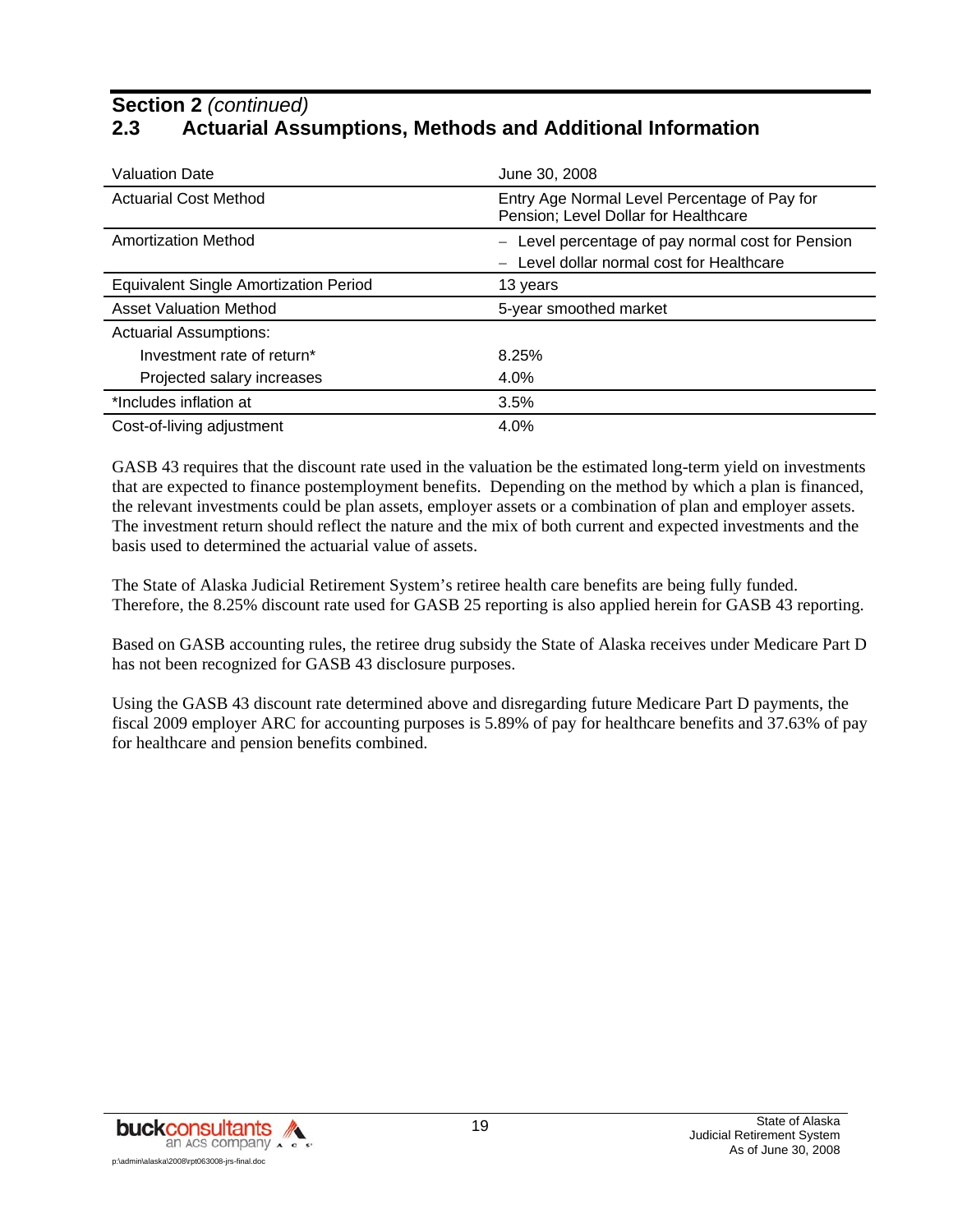## Section 2 *(continued)*

## 2.3 Actuarial Assumptions, Methods and Additional Information

| | |
|---|---|
| Valuation Date | June 30, 2008 |
| Actuarial Cost Method | Entry Age Normal Level Percentage of Pay for Pension; Level Dollar for Healthcare |
| Amortization Method | – Level percentage of pay normal cost for Pension<br>– Level dollar normal cost for Healthcare |
| Equivalent Single Amortization Period | 13 years |
| Asset Valuation Method | 5-year smoothed market |
| Actuarial Assumptions: | |
| Investment rate of return* | 8.25% |
| Projected salary increases | 4.0% |
| *Includes inflation at | 3.5% |
| Cost-of-living adjustment | 4.0% |

GASB 43 requires that the discount rate used in the valuation be the estimated long-term yield on investments that are expected to finance postemployment benefits. Depending on the method by which a plan is financed, the relevant investments could be plan assets, employer assets or a combination of plan and employer assets. The investment return should reflect the nature and the mix of both current and expected investments and the basis used to determined the actuarial value of assets.

The State of Alaska Judicial Retirement System's retiree health care benefits are being fully funded. Therefore, the 8.25% discount rate used for GASB 25 reporting is also applied herein for GASB 43 reporting.

Based on GASB accounting rules, the retiree drug subsidy the State of Alaska receives under Medicare Part D has not been recognized for GASB 43 disclosure purposes.

Using the GASB 43 discount rate determined above and disregarding future Medicare Part D payments, the fiscal 2009 employer ARC for accounting purposes is 5.89% of pay for healthcare benefits and 37.63% of pay for healthcare and pension benefits combined.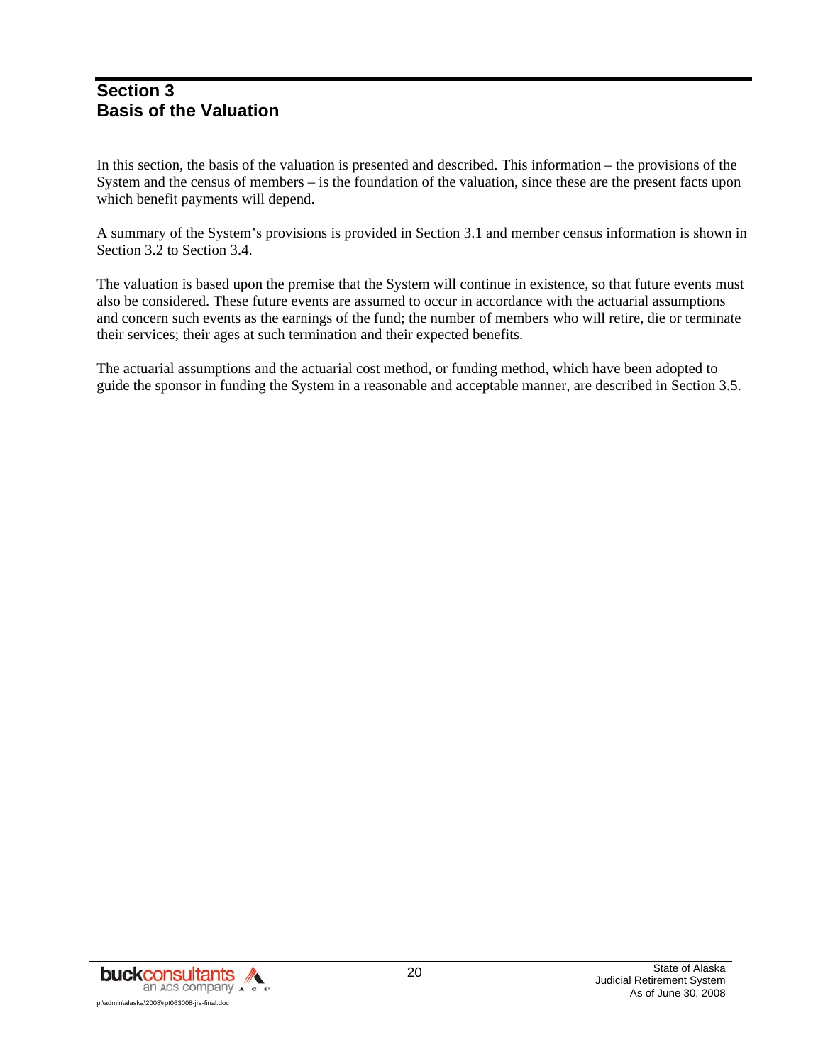# Section 3
# Basis of the Valuation

In this section, the basis of the valuation is presented and described. This information – the provisions of the System and the census of members – is the foundation of the valuation, since these are the present facts upon which benefit payments will depend.

A summary of the System's provisions is provided in Section 3.1 and member census information is shown in Section 3.2 to Section 3.4.

The valuation is based upon the premise that the System will continue in existence, so that future events must also be considered. These future events are assumed to occur in accordance with the actuarial assumptions and concern such events as the earnings of the fund; the number of members who will retire, die or terminate their services; their ages at such termination and their expected benefits.

The actuarial assumptions and the actuarial cost method, or funding method, which have been adopted to guide the sponsor in funding the System in a reasonable and acceptable manner, are described in Section 3.5.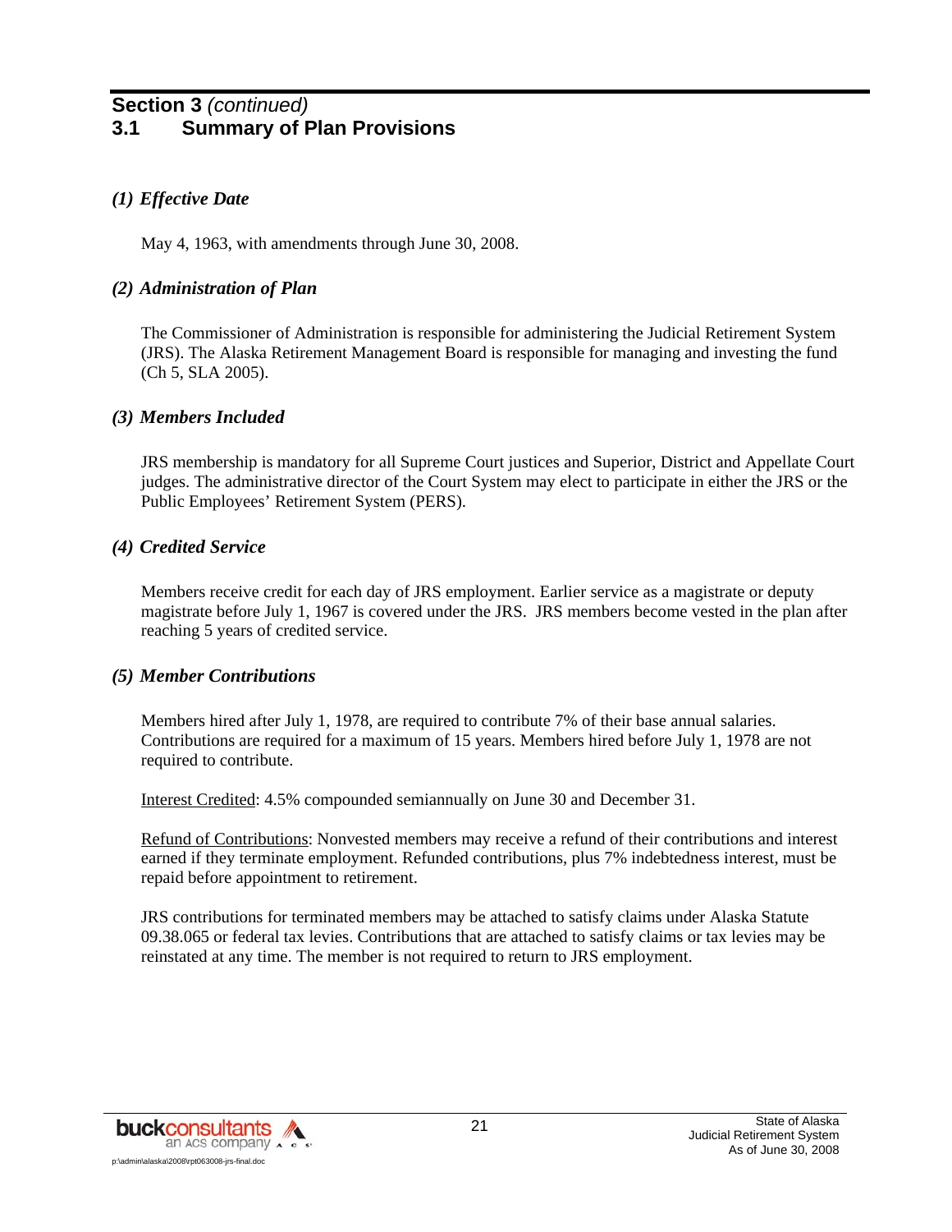## Section 3 *(continued)*

## 3.1 Summary of Plan Provisions

### *(1) Effective Date*

May 4, 1963, with amendments through June 30, 2008.

### *(2) Administration of Plan*

The Commissioner of Administration is responsible for administering the Judicial Retirement System (JRS). The Alaska Retirement Management Board is responsible for managing and investing the fund (Ch 5, SLA 2005).

### *(3) Members Included*

JRS membership is mandatory for all Supreme Court justices and Superior, District and Appellate Court judges. The administrative director of the Court System may elect to participate in either the JRS or the Public Employees' Retirement System (PERS).

### *(4) Credited Service*

Members receive credit for each day of JRS employment. Earlier service as a magistrate or deputy magistrate before July 1, 1967 is covered under the JRS. JRS members become vested in the plan after reaching 5 years of credited service.

### *(5) Member Contributions*

Members hired after July 1, 1978, are required to contribute 7% of their base annual salaries. Contributions are required for a maximum of 15 years. Members hired before July 1, 1978 are not required to contribute.

<u>Interest Credited</u>: 4.5% compounded semiannually on June 30 and December 31.

<u>Refund of Contributions</u>: Nonvested members may receive a refund of their contributions and interest earned if they terminate employment. Refunded contributions, plus 7% indebtedness interest, must be repaid before appointment to retirement.

JRS contributions for terminated members may be attached to satisfy claims under Alaska Statute 09.38.065 or federal tax levies. Contributions that are attached to satisfy claims or tax levies may be reinstated at any time. The member is not required to return to JRS employment.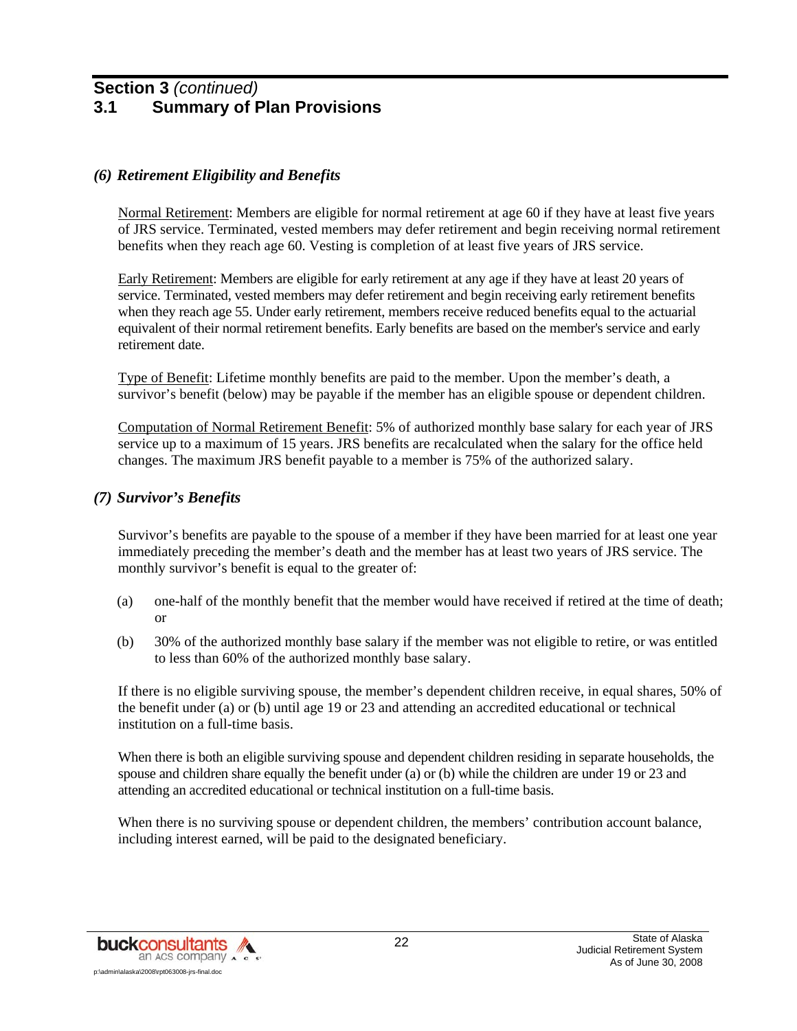## Section 3 *(continued)*
## 3.1 Summary of Plan Provisions

### *(6) Retirement Eligibility and Benefits*

Normal Retirement: Members are eligible for normal retirement at age 60 if they have at least five years of JRS service. Terminated, vested members may defer retirement and begin receiving normal retirement benefits when they reach age 60. Vesting is completion of at least five years of JRS service.

Early Retirement: Members are eligible for early retirement at any age if they have at least 20 years of service. Terminated, vested members may defer retirement and begin receiving early retirement benefits when they reach age 55. Under early retirement, members receive reduced benefits equal to the actuarial equivalent of their normal retirement benefits. Early benefits are based on the member's service and early retirement date.

Type of Benefit: Lifetime monthly benefits are paid to the member. Upon the member's death, a survivor's benefit (below) may be payable if the member has an eligible spouse or dependent children.

Computation of Normal Retirement Benefit: 5% of authorized monthly base salary for each year of JRS service up to a maximum of 15 years. JRS benefits are recalculated when the salary for the office held changes. The maximum JRS benefit payable to a member is 75% of the authorized salary.

### *(7) Survivor's Benefits*

Survivor's benefits are payable to the spouse of a member if they have been married for at least one year immediately preceding the member's death and the member has at least two years of JRS service. The monthly survivor's benefit is equal to the greater of:

(a) one-half of the monthly benefit that the member would have received if retired at the time of death; or

(b) 30% of the authorized monthly base salary if the member was not eligible to retire, or was entitled to less than 60% of the authorized monthly base salary.

If there is no eligible surviving spouse, the member's dependent children receive, in equal shares, 50% of the benefit under (a) or (b) until age 19 or 23 and attending an accredited educational or technical institution on a full-time basis.

When there is both an eligible surviving spouse and dependent children residing in separate households, the spouse and children share equally the benefit under (a) or (b) while the children are under 19 or 23 and attending an accredited educational or technical institution on a full-time basis.

When there is no surviving spouse or dependent children, the members' contribution account balance, including interest earned, will be paid to the designated beneficiary.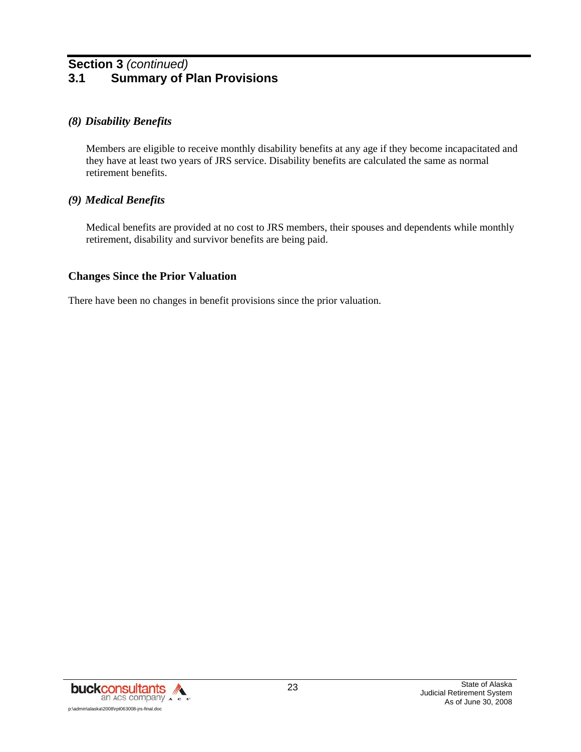## Section 3 *(continued)*
## 3.1 Summary of Plan Provisions

### *(8) Disability Benefits*

Members are eligible to receive monthly disability benefits at any age if they become incapacitated and they have at least two years of JRS service. Disability benefits are calculated the same as normal retirement benefits.

### *(9) Medical Benefits*

Medical benefits are provided at no cost to JRS members, their spouses and dependents while monthly retirement, disability and survivor benefits are being paid.

### Changes Since the Prior Valuation

There have been no changes in benefit provisions since the prior valuation.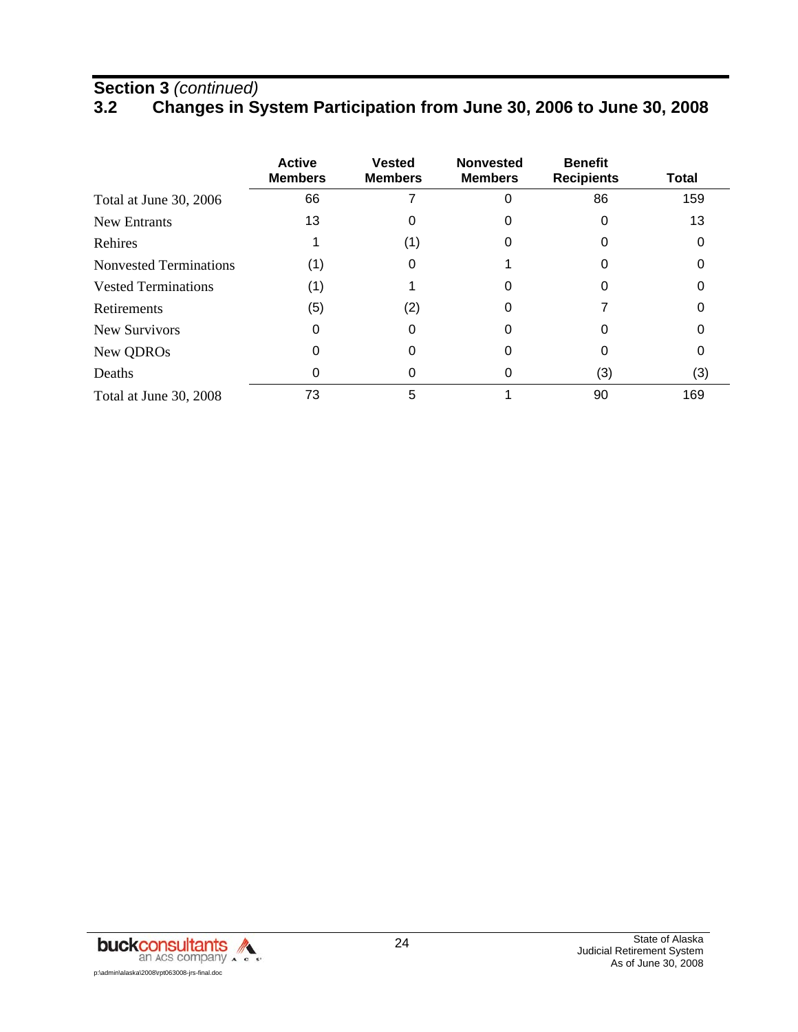**Section 3** *(continued)*

## 3.2 Changes in System Participation from June 30, 2006 to June 30, 2008

| | Active Members | Vested Members | Nonvested Members | Benefit Recipients | Total |
|---|---|---|---|---|---|
| Total at June 30, 2006 | 66 | 7 | 0 | 86 | 159 |
| New Entrants | 13 | 0 | 0 | 0 | 13 |
| Rehires | 1 | (1) | 0 | 0 | 0 |
| Nonvested Terminations | (1) | 0 | 1 | 0 | 0 |
| Vested Terminations | (1) | 1 | 0 | 0 | 0 |
| Retirements | (5) | (2) | 0 | 7 | 0 |
| New Survivors | 0 | 0 | 0 | 0 | 0 |
| New QDROs | 0 | 0 | 0 | 0 | 0 |
| Deaths | 0 | 0 | 0 | (3) | (3) |
| Total at June 30, 2008 | 73 | 5 | 1 | 90 | 169 |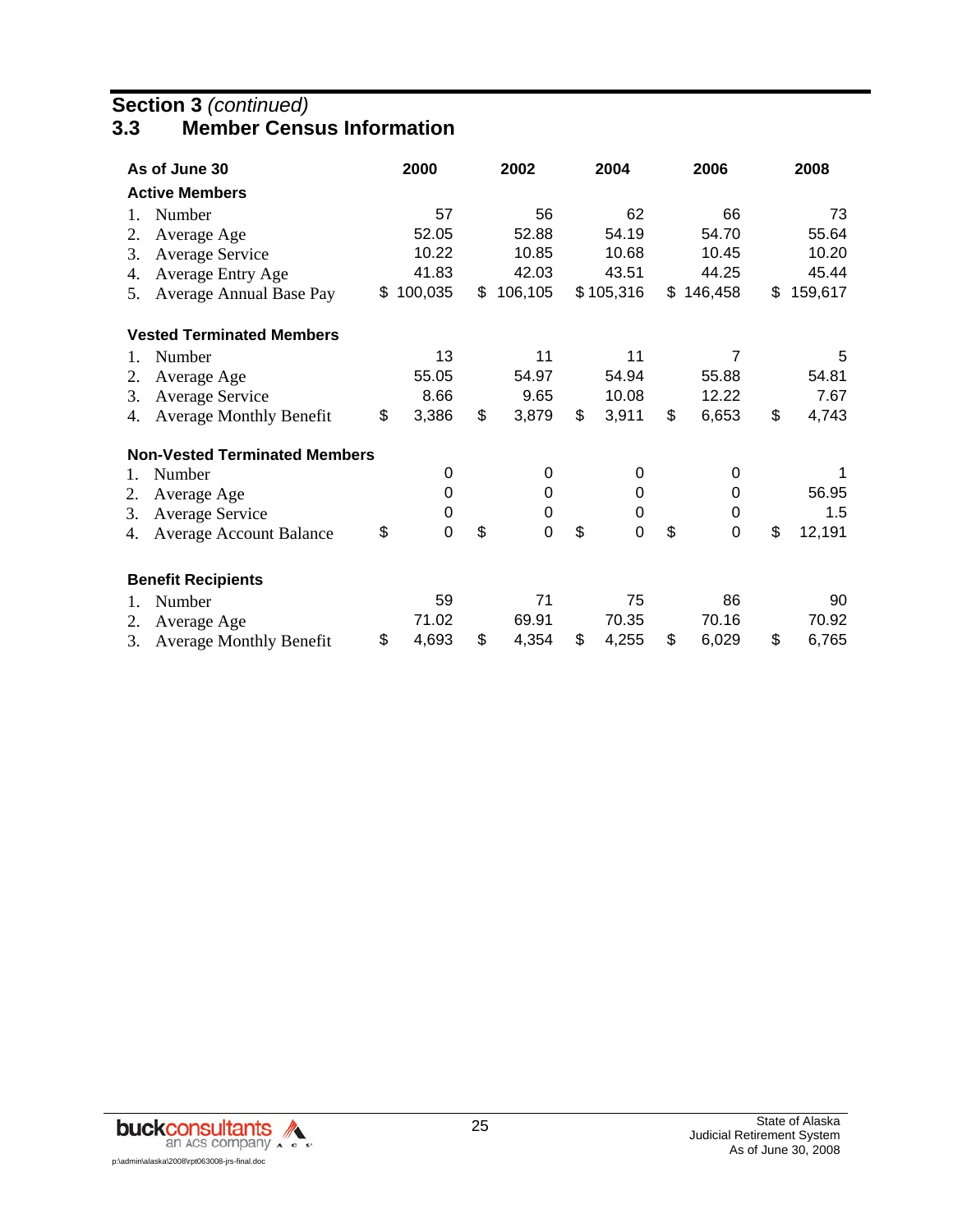## Section 3 *(continued)*

## 3.3 Member Census Information

| As of June 30 | 2000 | 2002 | 2004 | 2006 | 2008 |
|---|---|---|---|---|---|
| **Active Members** | | | | | |
| 1. Number | 57 | 56 | 62 | 66 | 73 |
| 2. Average Age | 52.05 | 52.88 | 54.19 | 54.70 | 55.64 |
| 3. Average Service | 10.22 | 10.85 | 10.68 | 10.45 | 10.20 |
| 4. Average Entry Age | 41.83 | 42.03 | 43.51 | 44.25 | 45.44 |
| 5. Average Annual Base Pay | $ 100,035 | $ 106,105 | $ 105,316 | $ 146,458 | $ 159,617 |
| **Vested Terminated Members** | | | | | |
| 1. Number | 13 | 11 | 11 | 7 | 5 |
| 2. Average Age | 55.05 | 54.97 | 54.94 | 55.88 | 54.81 |
| 3. Average Service | 8.66 | 9.65 | 10.08 | 12.22 | 7.67 |
| 4. Average Monthly Benefit | $ 3,386 | $ 3,879 | $ 3,911 | $ 6,653 | $ 4,743 |
| **Non-Vested Terminated Members** | | | | | |
| 1. Number | 0 | 0 | 0 | 0 | 1 |
| 2. Average Age | 0 | 0 | 0 | 0 | 56.95 |
| 3. Average Service | 0 | 0 | 0 | 0 | 1.5 |
| 4. Average Account Balance | $ 0 | $ 0 | $ 0 | $ 0 | $ 12,191 |
| **Benefit Recipients** | | | | | |
| 1. Number | 59 | 71 | 75 | 86 | 90 |
| 2. Average Age | 71.02 | 69.91 | 70.35 | 70.16 | 70.92 |
| 3. Average Monthly Benefit | $ 4,693 | $ 4,354 | $ 4,255 | $ 6,029 | $ 6,765 |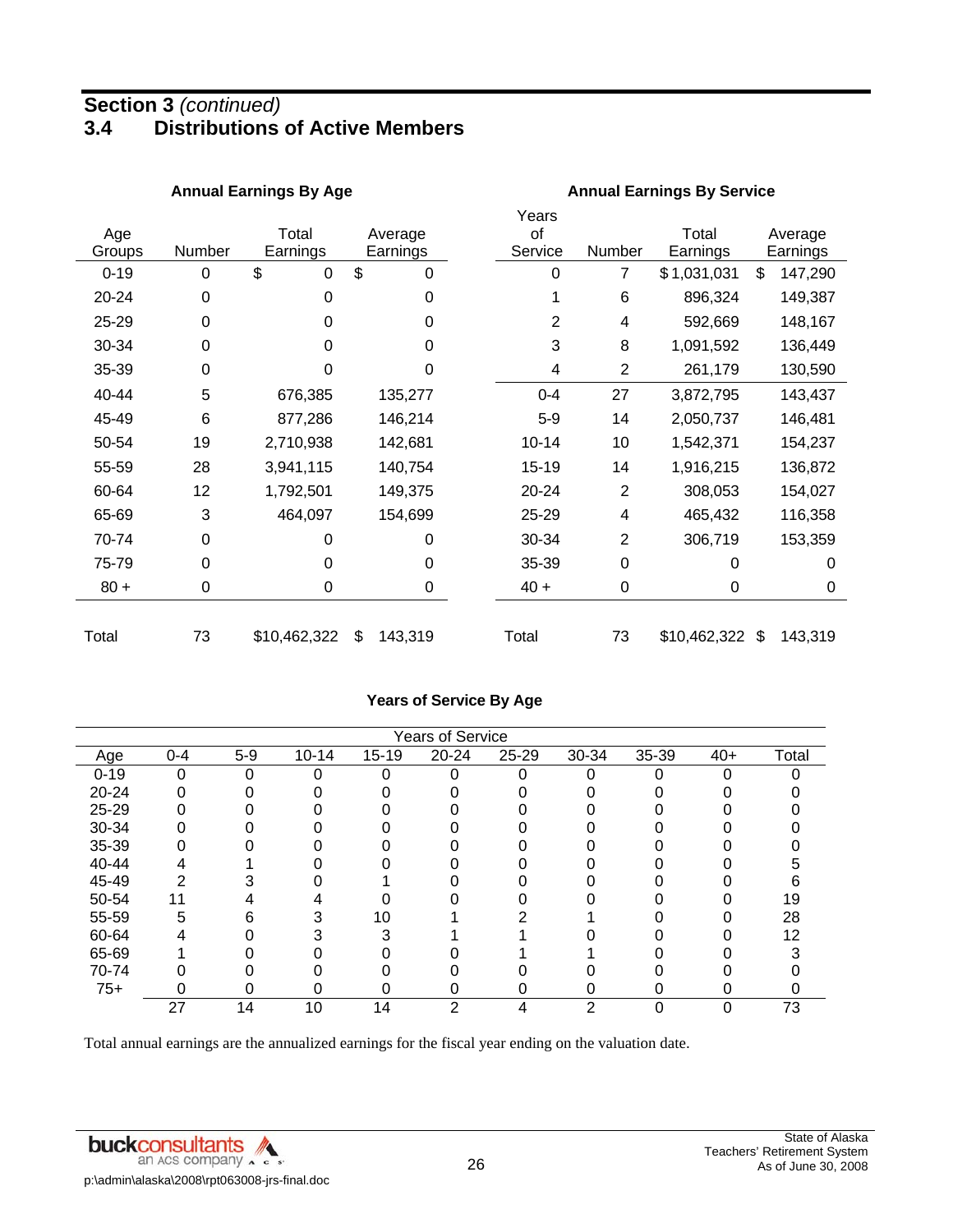## Section 3 *(continued)*

## 3.4 Distributions of Active Members

**Annual Earnings By Age**

| Age Groups | Number | Total Earnings | Average Earnings |
|---|---|---|---|
| 0-19 | 0 | $ 0 | $ 0 |
| 20-24 | 0 | 0 | 0 |
| 25-29 | 0 | 0 | 0 |
| 30-34 | 0 | 0 | 0 |
| 35-39 | 0 | 0 | 0 |
| 40-44 | 5 | 676,385 | 135,277 |
| 45-49 | 6 | 877,286 | 146,214 |
| 50-54 | 19 | 2,710,938 | 142,681 |
| 55-59 | 28 | 3,941,115 | 140,754 |
| 60-64 | 12 | 1,792,501 | 149,375 |
| 65-69 | 3 | 464,097 | 154,699 |
| 70-74 | 0 | 0 | 0 |
| 75-79 | 0 | 0 | 0 |
| 80 + | 0 | 0 | 0 |
| Total | 73 | $10,462,322 | $ 143,319 |

**Annual Earnings By Service**

| Years of Service | Number | Total Earnings | Average Earnings |
|---|---|---|---|
| 0 | 7 | $ 1,031,031 | $ 147,290 |
| 1 | 6 | 896,324 | 149,387 |
| 2 | 4 | 592,669 | 148,167 |
| 3 | 8 | 1,091,592 | 136,449 |
| 4 | 2 | 261,179 | 130,590 |
| 0-4 | 27 | 3,872,795 | 143,437 |
| 5-9 | 14 | 2,050,737 | 146,481 |
| 10-14 | 10 | 1,542,371 | 154,237 |
| 15-19 | 14 | 1,916,215 | 136,872 |
| 20-24 | 2 | 308,053 | 154,027 |
| 25-29 | 4 | 465,432 | 116,358 |
| 30-34 | 2 | 306,719 | 153,359 |
| 35-39 | 0 | 0 | 0 |
| 40 + | 0 | 0 | 0 |
| Total | 73 | $10,462,322 | $ 143,319 |

**Years of Service By Age**

| | Years of Service | | | | | | | | | |
|---|---|---|---|---|---|---|---|---|---|---|
| Age | 0-4 | 5-9 | 10-14 | 15-19 | 20-24 | 25-29 | 30-34 | 35-39 | 40+ | Total |
| 0-19 | 0 | 0 | 0 | 0 | 0 | 0 | 0 | 0 | 0 | 0 |
| 20-24 | 0 | 0 | 0 | 0 | 0 | 0 | 0 | 0 | 0 | 0 |
| 25-29 | 0 | 0 | 0 | 0 | 0 | 0 | 0 | 0 | 0 | 0 |
| 30-34 | 0 | 0 | 0 | 0 | 0 | 0 | 0 | 0 | 0 | 0 |
| 35-39 | 0 | 0 | 0 | 0 | 0 | 0 | 0 | 0 | 0 | 0 |
| 40-44 | 4 | 1 | 0 | 0 | 0 | 0 | 0 | 0 | 0 | 5 |
| 45-49 | 2 | 3 | 0 | 1 | 0 | 0 | 0 | 0 | 0 | 6 |
| 50-54 | 11 | 4 | 4 | 0 | 0 | 0 | 0 | 0 | 0 | 19 |
| 55-59 | 5 | 6 | 3 | 10 | 1 | 2 | 1 | 0 | 0 | 28 |
| 60-64 | 4 | 0 | 3 | 3 | 1 | 1 | 0 | 0 | 0 | 12 |
| 65-69 | 1 | 0 | 0 | 0 | 0 | 1 | 1 | 0 | 0 | 3 |
| 70-74 | 0 | 0 | 0 | 0 | 0 | 0 | 0 | 0 | 0 | 0 |
| 75+ | 0 | 0 | 0 | 0 | 0 | 0 | 0 | 0 | 0 | 0 |
| | 27 | 14 | 10 | 14 | 2 | 4 | 2 | 0 | 0 | 73 |

Total annual earnings are the annualized earnings for the fiscal year ending on the valuation date.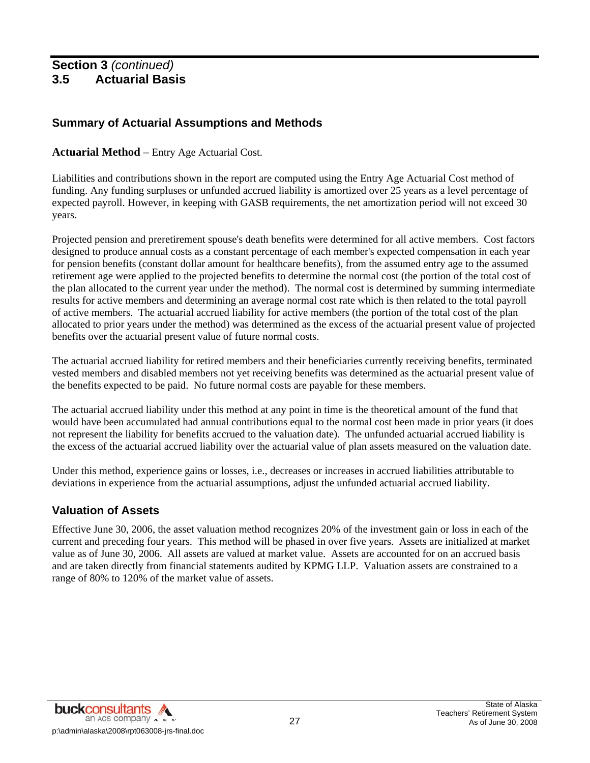## Section 3 *(continued)*
## 3.5 Actuarial Basis

### Summary of Actuarial Assumptions and Methods

**Actuarial Method** – Entry Age Actuarial Cost.

Liabilities and contributions shown in the report are computed using the Entry Age Actuarial Cost method of funding. Any funding surpluses or unfunded accrued liability is amortized over 25 years as a level percentage of expected payroll. However, in keeping with GASB requirements, the net amortization period will not exceed 30 years.

Projected pension and preretirement spouse's death benefits were determined for all active members. Cost factors designed to produce annual costs as a constant percentage of each member's expected compensation in each year for pension benefits (constant dollar amount for healthcare benefits), from the assumed entry age to the assumed retirement age were applied to the projected benefits to determine the normal cost (the portion of the total cost of the plan allocated to the current year under the method). The normal cost is determined by summing intermediate results for active members and determining an average normal cost rate which is then related to the total payroll of active members. The actuarial accrued liability for active members (the portion of the total cost of the plan allocated to prior years under the method) was determined as the excess of the actuarial present value of projected benefits over the actuarial present value of future normal costs.

The actuarial accrued liability for retired members and their beneficiaries currently receiving benefits, terminated vested members and disabled members not yet receiving benefits was determined as the actuarial present value of the benefits expected to be paid. No future normal costs are payable for these members.

The actuarial accrued liability under this method at any point in time is the theoretical amount of the fund that would have been accumulated had annual contributions equal to the normal cost been made in prior years (it does not represent the liability for benefits accrued to the valuation date). The unfunded actuarial accrued liability is the excess of the actuarial accrued liability over the actuarial value of plan assets measured on the valuation date.

Under this method, experience gains or losses, i.e., decreases or increases in accrued liabilities attributable to deviations in experience from the actuarial assumptions, adjust the unfunded actuarial accrued liability.

### Valuation of Assets

Effective June 30, 2006, the asset valuation method recognizes 20% of the investment gain or loss in each of the current and preceding four years. This method will be phased in over five years. Assets are initialized at market value as of June 30, 2006. All assets are valued at market value. Assets are accounted for on an accrued basis and are taken directly from financial statements audited by KPMG LLP. Valuation assets are constrained to a range of 80% to 120% of the market value of assets.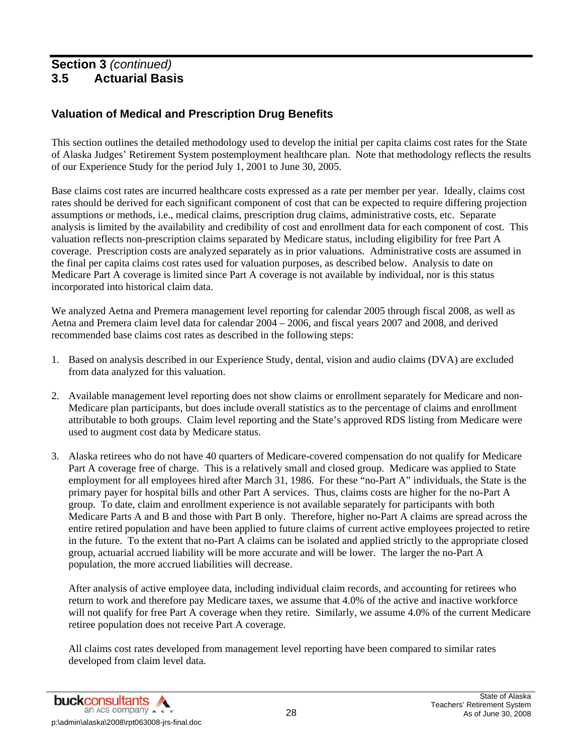## Section 3 *(continued)*
## 3.5 Actuarial Basis

### Valuation of Medical and Prescription Drug Benefits

This section outlines the detailed methodology used to develop the initial per capita claims cost rates for the State of Alaska Judges' Retirement System postemployment healthcare plan. Note that methodology reflects the results of our Experience Study for the period July 1, 2001 to June 30, 2005.

Base claims cost rates are incurred healthcare costs expressed as a rate per member per year. Ideally, claims cost rates should be derived for each significant component of cost that can be expected to require differing projection assumptions or methods, i.e., medical claims, prescription drug claims, administrative costs, etc. Separate analysis is limited by the availability and credibility of cost and enrollment data for each component of cost. This valuation reflects non-prescription claims separated by Medicare status, including eligibility for free Part A coverage. Prescription costs are analyzed separately as in prior valuations. Administrative costs are assumed in the final per capita claims cost rates used for valuation purposes, as described below. Analysis to date on Medicare Part A coverage is limited since Part A coverage is not available by individual, nor is this status incorporated into historical claim data.

We analyzed Aetna and Premera management level reporting for calendar 2005 through fiscal 2008, as well as Aetna and Premera claim level data for calendar 2004 – 2006, and fiscal years 2007 and 2008, and derived recommended base claims cost rates as described in the following steps:

1. Based on analysis described in our Experience Study, dental, vision and audio claims (DVA) are excluded from data analyzed for this valuation.

2. Available management level reporting does not show claims or enrollment separately for Medicare and non-Medicare plan participants, but does include overall statistics as to the percentage of claims and enrollment attributable to both groups. Claim level reporting and the State's approved RDS listing from Medicare were used to augment cost data by Medicare status.

3. Alaska retirees who do not have 40 quarters of Medicare-covered compensation do not qualify for Medicare Part A coverage free of charge. This is a relatively small and closed group. Medicare was applied to State employment for all employees hired after March 31, 1986. For these "no-Part A" individuals, the State is the primary payer for hospital bills and other Part A services. Thus, claims costs are higher for the no-Part A group. To date, claim and enrollment experience is not available separately for participants with both Medicare Parts A and B and those with Part B only. Therefore, higher no-Part A claims are spread across the entire retired population and have been applied to future claims of current active employees projected to retire in the future. To the extent that no-Part A claims can be isolated and applied strictly to the appropriate closed group, actuarial accrued liability will be more accurate and will be lower. The larger the no-Part A population, the more accrued liabilities will decrease.

   After analysis of active employee data, including individual claim records, and accounting for retirees who return to work and therefore pay Medicare taxes, we assume that 4.0% of the active and inactive workforce will not qualify for free Part A coverage when they retire. Similarly, we assume 4.0% of the current Medicare retiree population does not receive Part A coverage.

   All claims cost rates developed from management level reporting have been compared to similar rates developed from claim level data.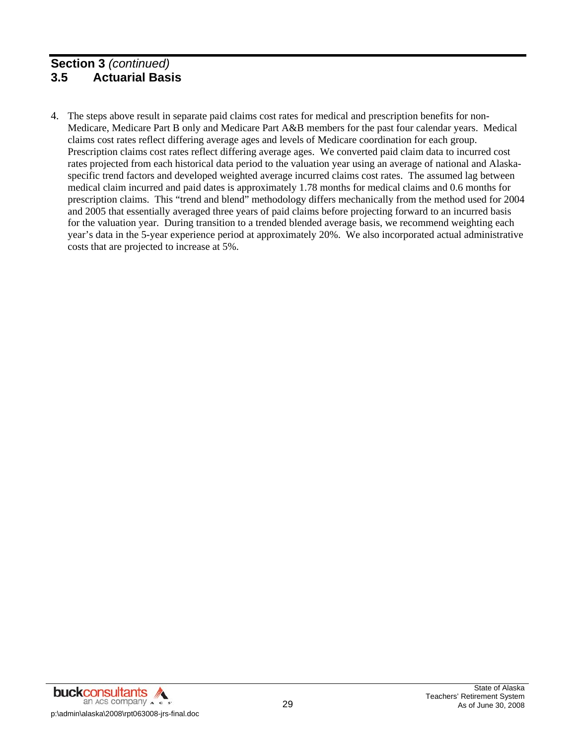## Section 3 *(continued)*

## 3.5 Actuarial Basis

4. The steps above result in separate paid claims cost rates for medical and prescription benefits for non-Medicare, Medicare Part B only and Medicare Part A&B members for the past four calendar years. Medical claims cost rates reflect differing average ages and levels of Medicare coordination for each group. Prescription claims cost rates reflect differing average ages. We converted paid claim data to incurred cost rates projected from each historical data period to the valuation year using an average of national and Alaska-specific trend factors and developed weighted average incurred claims cost rates. The assumed lag between medical claim incurred and paid dates is approximately 1.78 months for medical claims and 0.6 months for prescription claims. This "trend and blend" methodology differs mechanically from the method used for 2004 and 2005 that essentially averaged three years of paid claims before projecting forward to an incurred basis for the valuation year. During transition to a trended blended average basis, we recommend weighting each year's data in the 5-year experience period at approximately 20%. We also incorporated actual administrative costs that are projected to increase at 5%.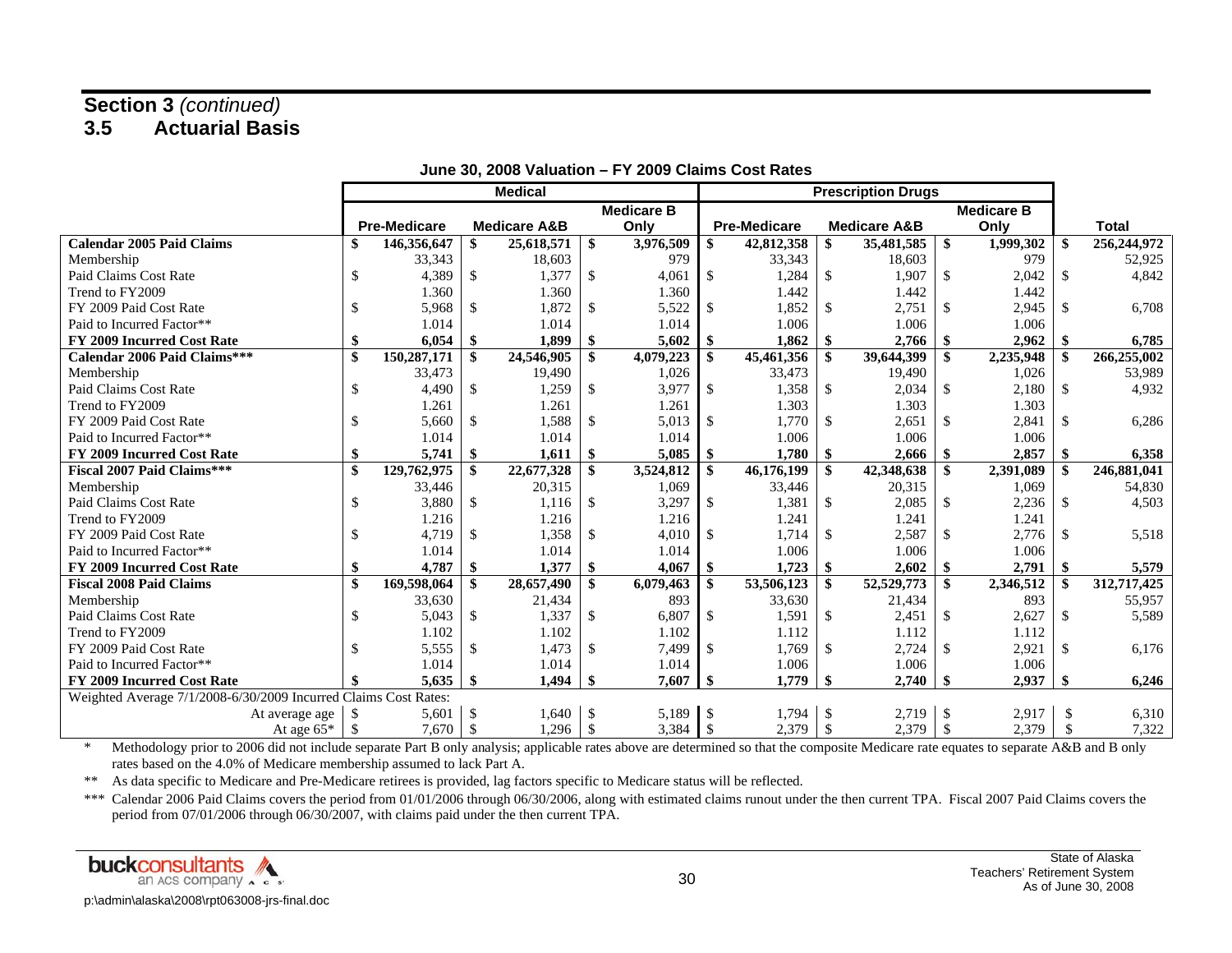## Section 3 *(continued)*

## 3.5 Actuarial Basis

**June 30, 2008 Valuation – FY 2009 Claims Cost Rates**

| | **Medical** | | | **Prescription Drugs** | | | |
|---|---|---|---|---|---|---|---|
| | **Pre-Medicare** | **Medicare A&B** | **Medicare B Only** | **Pre-Medicare** | **Medicare A&B** | **Medicare B Only** | **Total** |
| **Calendar 2005 Paid Claims** | **$ 146,356,647** | **$ 25,618,571** | **$ 3,976,509** | **$ 42,812,358** | **$ 35,481,585** | **$ 1,999,302** | **$ 256,244,972** |
| Membership | 33,343 | 18,603 | 979 | 33,343 | 18,603 | 979 | 52,925 |
| Paid Claims Cost Rate | $ 4,389 | $ 1,377 | $ 4,061 | $ 1,284 | $ 1,907 | $ 2,042 | $ 4,842 |
| Trend to FY2009 | 1.360 | 1.360 | 1.360 | 1.442 | 1.442 | 1.442 | |
| FY 2009 Paid Cost Rate | $ 5,968 | $ 1,872 | $ 5,522 | $ 1,852 | $ 2,751 | $ 2,945 | $ 6,708 |
| Paid to Incurred Factor** | 1.014 | 1.014 | 1.014 | 1.006 | 1.006 | 1.006 | |
| **FY 2009 Incurred Cost Rate** | **$ 6,054** | **$ 1,899** | **$ 5,602** | **$ 1,862** | **$ 2,766** | **$ 2,962** | **$ 6,785** |
| **Calendar 2006 Paid Claims*** ** | **$ 150,287,171** | **$ 24,546,905** | **$ 4,079,223** | **$ 45,461,356** | **$ 39,644,399** | **$ 2,235,948** | **$ 266,255,002** |
| Membership | 33,473 | 19,490 | 1,026 | 33,473 | 19,490 | 1,026 | 53,989 |
| Paid Claims Cost Rate | $ 4,490 | $ 1,259 | $ 3,977 | $ 1,358 | $ 2,034 | $ 2,180 | $ 4,932 |
| Trend to FY2009 | 1.261 | 1.261 | 1.261 | 1.303 | 1.303 | 1.303 | |
| FY 2009 Paid Cost Rate | $ 5,660 | $ 1,588 | $ 5,013 | $ 1,770 | $ 2,651 | $ 2,841 | $ 6,286 |
| Paid to Incurred Factor** | 1.014 | 1.014 | 1.014 | 1.006 | 1.006 | 1.006 | |
| **FY 2009 Incurred Cost Rate** | **$ 5,741** | **$ 1,611** | **$ 5,085** | **$ 1,780** | **$ 2,666** | **$ 2,857** | **$ 6,358** |
| **Fiscal 2007 Paid Claims*** ** | **$ 129,762,975** | **$ 22,677,328** | **$ 3,524,812** | **$ 46,176,199** | **$ 42,348,638** | **$ 2,391,089** | **$ 246,881,041** |
| Membership | 33,446 | 20,315 | 1,069 | 33,446 | 20,315 | 1,069 | 54,830 |
| Paid Claims Cost Rate | $ 3,880 | $ 1,116 | $ 3,297 | $ 1,381 | $ 2,085 | $ 2,236 | $ 4,503 |
| Trend to FY2009 | 1.216 | 1.216 | 1.216 | 1.241 | 1.241 | 1.241 | |
| FY 2009 Paid Cost Rate | $ 4,719 | $ 1,358 | $ 4,010 | $ 1,714 | $ 2,587 | $ 2,776 | $ 5,518 |
| Paid to Incurred Factor** | 1.014 | 1.014 | 1.014 | 1.006 | 1.006 | 1.006 | |
| **FY 2009 Incurred Cost Rate** | **$ 4,787** | **$ 1,377** | **$ 4,067** | **$ 1,723** | **$ 2,602** | **$ 2,791** | **$ 5,579** |
| **Fiscal 2008 Paid Claims** | **$ 169,598,064** | **$ 28,657,490** | **$ 6,079,463** | **$ 53,506,123** | **$ 52,529,773** | **$ 2,346,512** | **$ 312,717,425** |
| Membership | 33,630 | 21,434 | 893 | 33,630 | 21,434 | 893 | 55,957 |
| Paid Claims Cost Rate | $ 5,043 | $ 1,337 | $ 6,807 | $ 1,591 | $ 2,451 | $ 2,627 | $ 5,589 |
| Trend to FY2009 | 1.102 | 1.102 | 1.102 | 1.112 | 1.112 | 1.112 | |
| FY 2009 Paid Cost Rate | $ 5,555 | $ 1,473 | $ 7,499 | $ 1,769 | $ 2,724 | $ 2,921 | $ 6,176 |
| Paid to Incurred Factor** | 1.014 | 1.014 | 1.014 | 1.006 | 1.006 | 1.006 | |
| **FY 2009 Incurred Cost Rate** | **$ 5,635** | **$ 1,494** | **$ 7,607** | **$ 1,779** | **$ 2,740** | **$ 2,937** | **$ 6,246** |
| Weighted Average 7/1/2008-6/30/2009 Incurred Claims Cost Rates: | | | | | | | |
| At average age | $ 5,601 | $ 1,640 | $ 5,189 | $ 1,794 | $ 2,719 | $ 2,917 | $ 6,310 |
| At age 65* | $ 7,670 | $ 1,296 | $ 3,384 | $ 2,379 | $ 2,379 | $ 2,379 | $ 7,322 |

\* Methodology prior to 2006 did not include separate Part B only analysis; applicable rates above are determined so that the composite Medicare rate equates to separate A&B and B only rates based on the 4.0% of Medicare membership assumed to lack Part A.

** As data specific to Medicare and Pre-Medicare retirees is provided, lag factors specific to Medicare status will be reflected.

*** Calendar 2006 Paid Claims covers the period from 01/01/2006 through 06/30/2006, along with estimated claims runout under the then current TPA. Fiscal 2007 Paid Claims covers the period from 07/01/2006 through 06/30/2007, with claims paid under the then current TPA.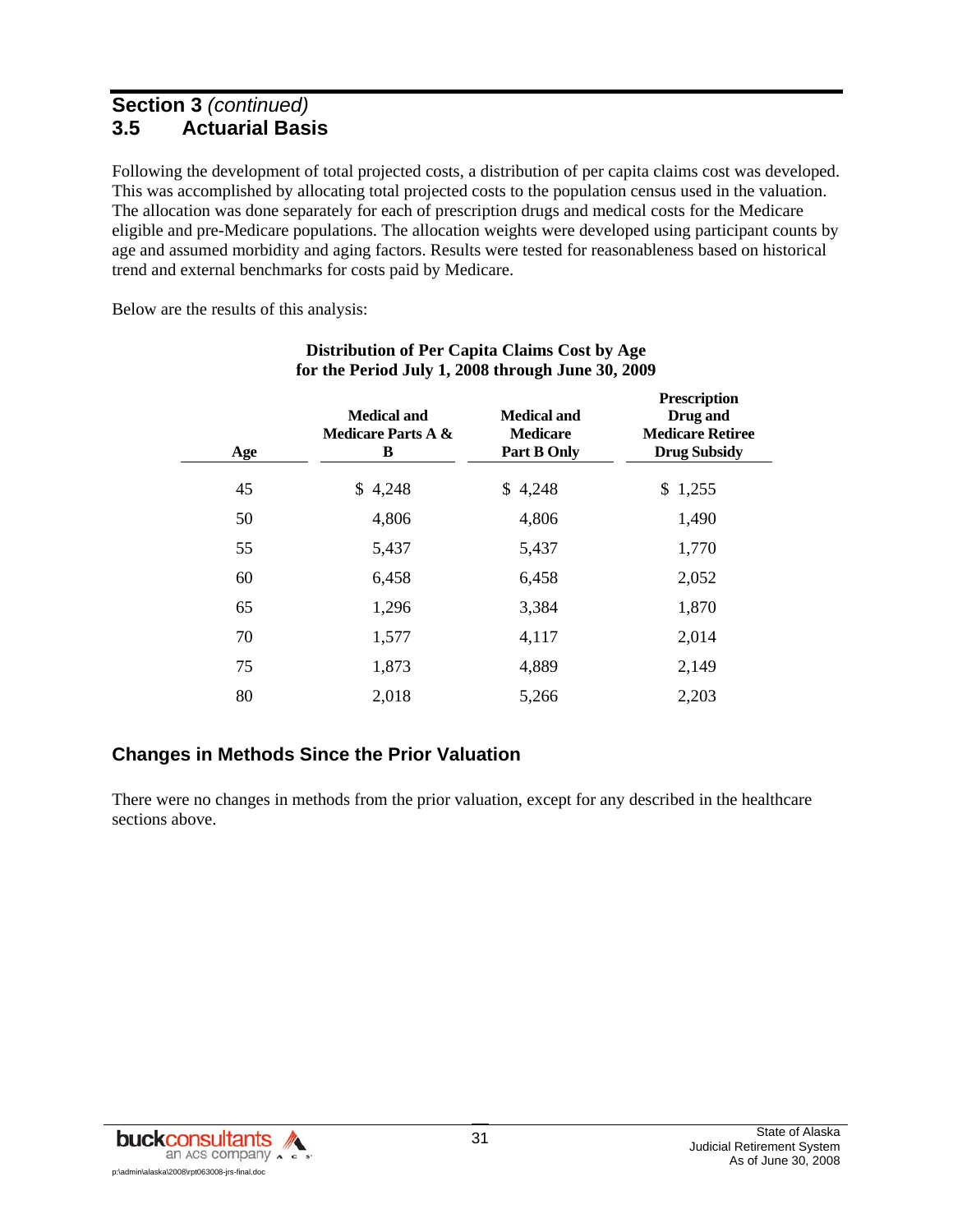## Section 3 *(continued)*

## 3.5 Actuarial Basis

Following the development of total projected costs, a distribution of per capita claims cost was developed. This was accomplished by allocating total projected costs to the population census used in the valuation. The allocation was done separately for each of prescription drugs and medical costs for the Medicare eligible and pre-Medicare populations. The allocation weights were developed using participant counts by age and assumed morbidity and aging factors. Results were tested for reasonableness based on historical trend and external benchmarks for costs paid by Medicare.

Below are the results of this analysis:

**Distribution of Per Capita Claims Cost by Age for the Period July 1, 2008 through June 30, 2009**

| Age | Medical and Medicare Parts A & B | Medical and Medicare Part B Only | Prescription Drug and Medicare Retiree Drug Subsidy |
|---|---|---|---|
| 45 | $ 4,248 | $ 4,248 | $ 1,255 |
| 50 | 4,806 | 4,806 | 1,490 |
| 55 | 5,437 | 5,437 | 1,770 |
| 60 | 6,458 | 6,458 | 2,052 |
| 65 | 1,296 | 3,384 | 1,870 |
| 70 | 1,577 | 4,117 | 2,014 |
| 75 | 1,873 | 4,889 | 2,149 |
| 80 | 2,018 | 5,266 | 2,203 |

### Changes in Methods Since the Prior Valuation

There were no changes in methods from the prior valuation, except for any described in the healthcare sections above.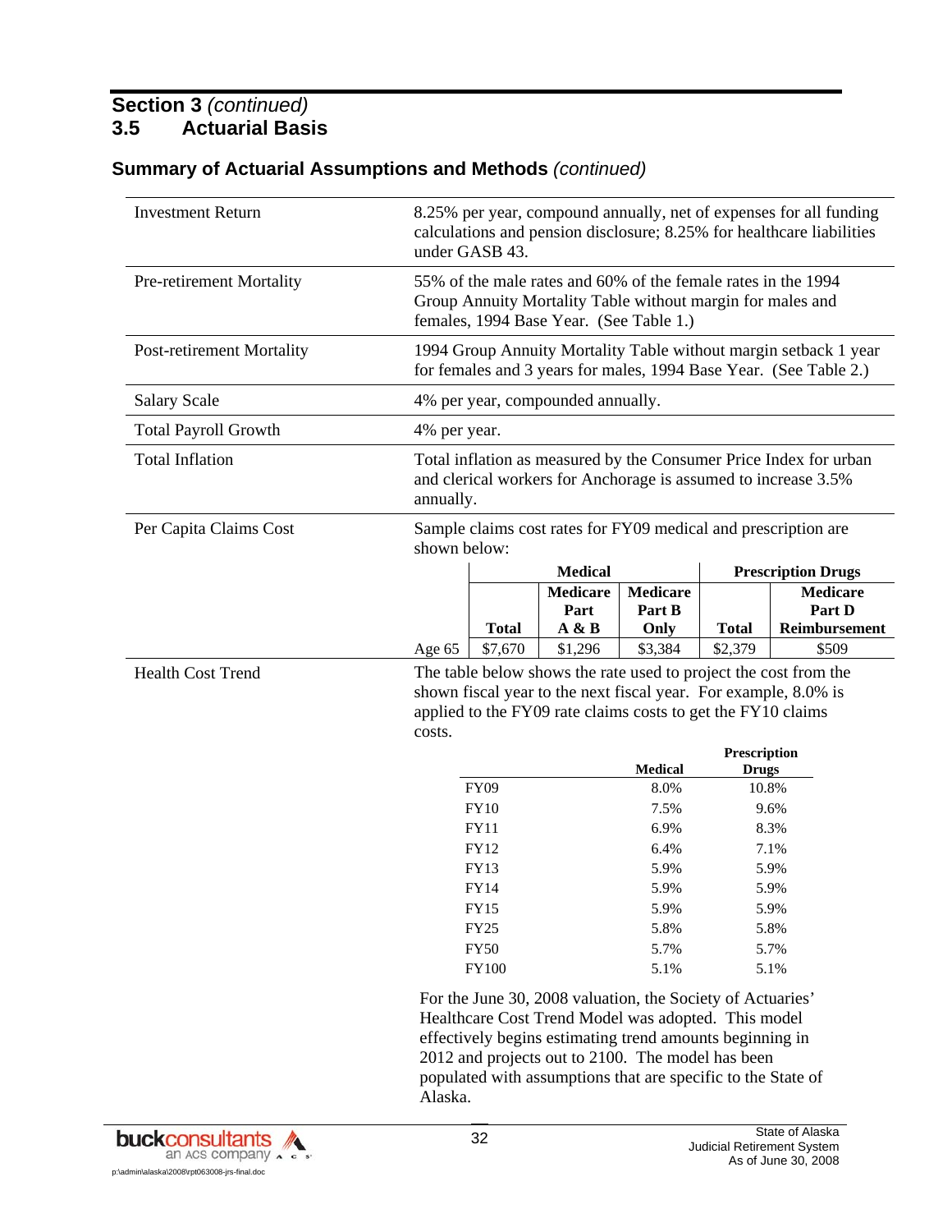## Section 3 *(continued)*
## 3.5 Actuarial Basis

### Summary of Actuarial Assumptions and Methods *(continued)*

| | |
|---|---|
| Investment Return | 8.25% per year, compound annually, net of expenses for all funding calculations and pension disclosure; 8.25% for healthcare liabilities under GASB 43. |
| Pre-retirement Mortality | 55% of the male rates and 60% of the female rates in the 1994 Group Annuity Mortality Table without margin for males and females, 1994 Base Year. (See Table 1.) |
| Post-retirement Mortality | 1994 Group Annuity Mortality Table without margin setback 1 year for females and 3 years for males, 1994 Base Year. (See Table 2.) |
| Salary Scale | 4% per year, compounded annually. |
| Total Payroll Growth | 4% per year. |
| Total Inflation | Total inflation as measured by the Consumer Price Index for urban and clerical workers for Anchorage is assumed to increase 3.5% annually. |
| Per Capita Claims Cost | Sample claims cost rates for FY09 medical and prescription are shown below: |

| | Medical | | | Prescription Drugs | |
|---|---|---|---|---|---|
| | Total | Medicare Part A & B | Medicare Part B Only | Total | Medicare Part D Reimbursement |
| Age 65 | $7,670 | $1,296 | $3,384 | $2,379 | $509 |

**Health Cost Trend**

The table below shows the rate used to project the cost from the shown fiscal year to the next fiscal year. For example, 8.0% is applied to the FY09 rate claims costs to get the FY10 claims costs.

| | Medical | Prescription Drugs |
|---|---|---|
| FY09 | 8.0% | 10.8% |
| FY10 | 7.5% | 9.6% |
| FY11 | 6.9% | 8.3% |
| FY12 | 6.4% | 7.1% |
| FY13 | 5.9% | 5.9% |
| FY14 | 5.9% | 5.9% |
| FY15 | 5.9% | 5.9% |
| FY25 | 5.8% | 5.8% |
| FY50 | 5.7% | 5.7% |
| FY100 | 5.1% | 5.1% |

For the June 30, 2008 valuation, the Society of Actuaries' Healthcare Cost Trend Model was adopted. This model effectively begins estimating trend amounts beginning in 2012 and projects out to 2100. The model has been populated with assumptions that are specific to the State of Alaska.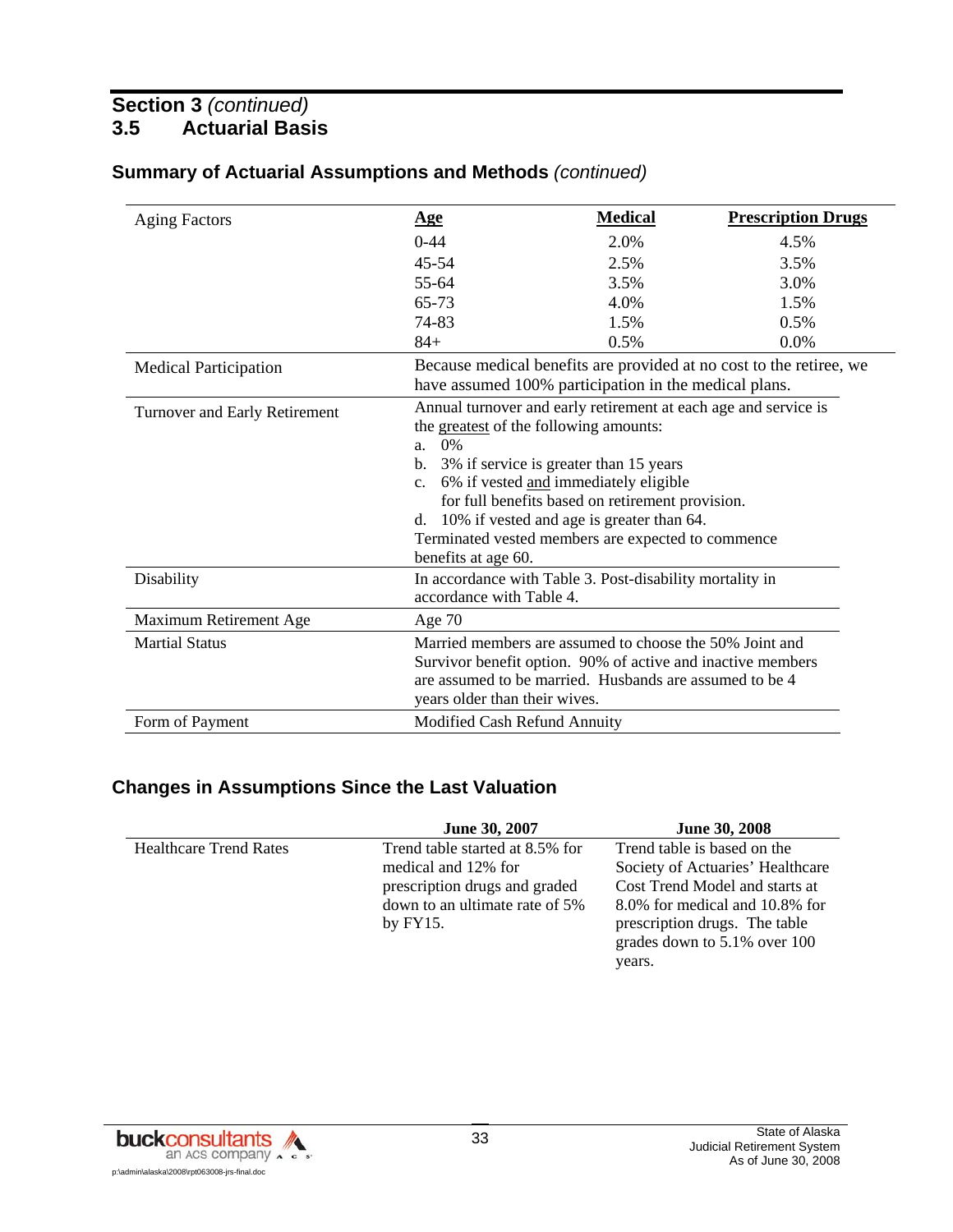## Section 3 *(continued)*
## 3.5 Actuarial Basis

### Summary of Actuarial Assumptions and Methods *(continued)*

| Aging Factors | Age | Medical | Prescription Drugs |
|---|---|---|---|
| | 0-44 | 2.0% | 4.5% |
| | 45-54 | 2.5% | 3.5% |
| | 55-64 | 3.5% | 3.0% |
| | 65-73 | 4.0% | 1.5% |
| | 74-83 | 1.5% | 0.5% |
| | 84+ | 0.5% | 0.0% |

| | |
|---|---|
| Medical Participation | Because medical benefits are provided at no cost to the retiree, we have assumed 100% participation in the medical plans. |
| Turnover and Early Retirement | Annual turnover and early retirement at each age and service is the <u>greatest</u> of the following amounts:<br>a. 0%<br>b. 3% if service is greater than 15 years<br>c. 6% if vested <u>and</u> immediately eligible for full benefits based on retirement provision.<br>d. 10% if vested and age is greater than 64.<br>Terminated vested members are expected to commence benefits at age 60. |
| Disability | In accordance with Table 3. Post-disability mortality in accordance with Table 4. |
| Maximum Retirement Age | Age 70 |
| Martial Status | Married members are assumed to choose the 50% Joint and Survivor benefit option. 90% of active and inactive members are assumed to be married. Husbands are assumed to be 4 years older than their wives. |
| Form of Payment | Modified Cash Refund Annuity |

### Changes in Assumptions Since the Last Valuation

| | June 30, 2007 | June 30, 2008 |
|---|---|---|
| Healthcare Trend Rates | Trend table started at 8.5% for medical and 12% for prescription drugs and graded down to an ultimate rate of 5% by FY15. | Trend table is based on the Society of Actuaries' Healthcare Cost Trend Model and starts at 8.0% for medical and 10.8% for prescription drugs. The table grades down to 5.1% over 100 years. |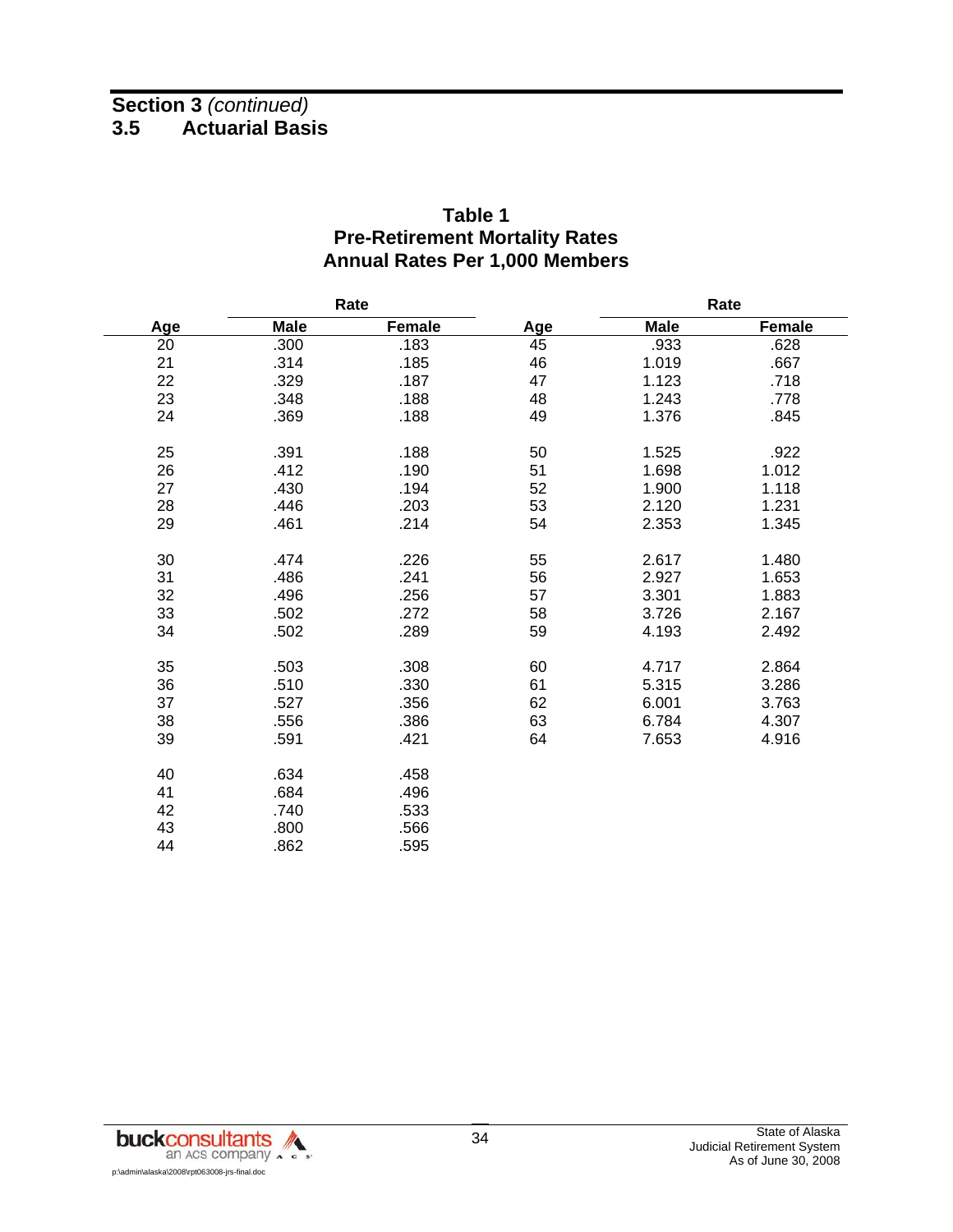## Section 3 *(continued)*

## 3.5 Actuarial Basis

**Table 1**
**Pre-Retirement Mortality Rates**
**Annual Rates Per 1,000 Members**

| | Rate | | | Rate | |
|---|---|---|---|---|---|
| **Age** | **Male** | **Female** | **Age** | **Male** | **Female** |
| 20 | .300 | .183 | 45 | .933 | .628 |
| 21 | .314 | .185 | 46 | 1.019 | .667 |
| 22 | .329 | .187 | 47 | 1.123 | .718 |
| 23 | .348 | .188 | 48 | 1.243 | .778 |
| 24 | .369 | .188 | 49 | 1.376 | .845 |
| 25 | .391 | .188 | 50 | 1.525 | .922 |
| 26 | .412 | .190 | 51 | 1.698 | 1.012 |
| 27 | .430 | .194 | 52 | 1.900 | 1.118 |
| 28 | .446 | .203 | 53 | 2.120 | 1.231 |
| 29 | .461 | .214 | 54 | 2.353 | 1.345 |
| 30 | .474 | .226 | 55 | 2.617 | 1.480 |
| 31 | .486 | .241 | 56 | 2.927 | 1.653 |
| 32 | .496 | .256 | 57 | 3.301 | 1.883 |
| 33 | .502 | .272 | 58 | 3.726 | 2.167 |
| 34 | .502 | .289 | 59 | 4.193 | 2.492 |
| 35 | .503 | .308 | 60 | 4.717 | 2.864 |
| 36 | .510 | .330 | 61 | 5.315 | 3.286 |
| 37 | .527 | .356 | 62 | 6.001 | 3.763 |
| 38 | .556 | .386 | 63 | 6.784 | 4.307 |
| 39 | .591 | .421 | 64 | 7.653 | 4.916 |
| 40 | .634 | .458 | | | |
| 41 | .684 | .496 | | | |
| 42 | .740 | .533 | | | |
| 43 | .800 | .566 | | | |
| 44 | .862 | .595 | | | |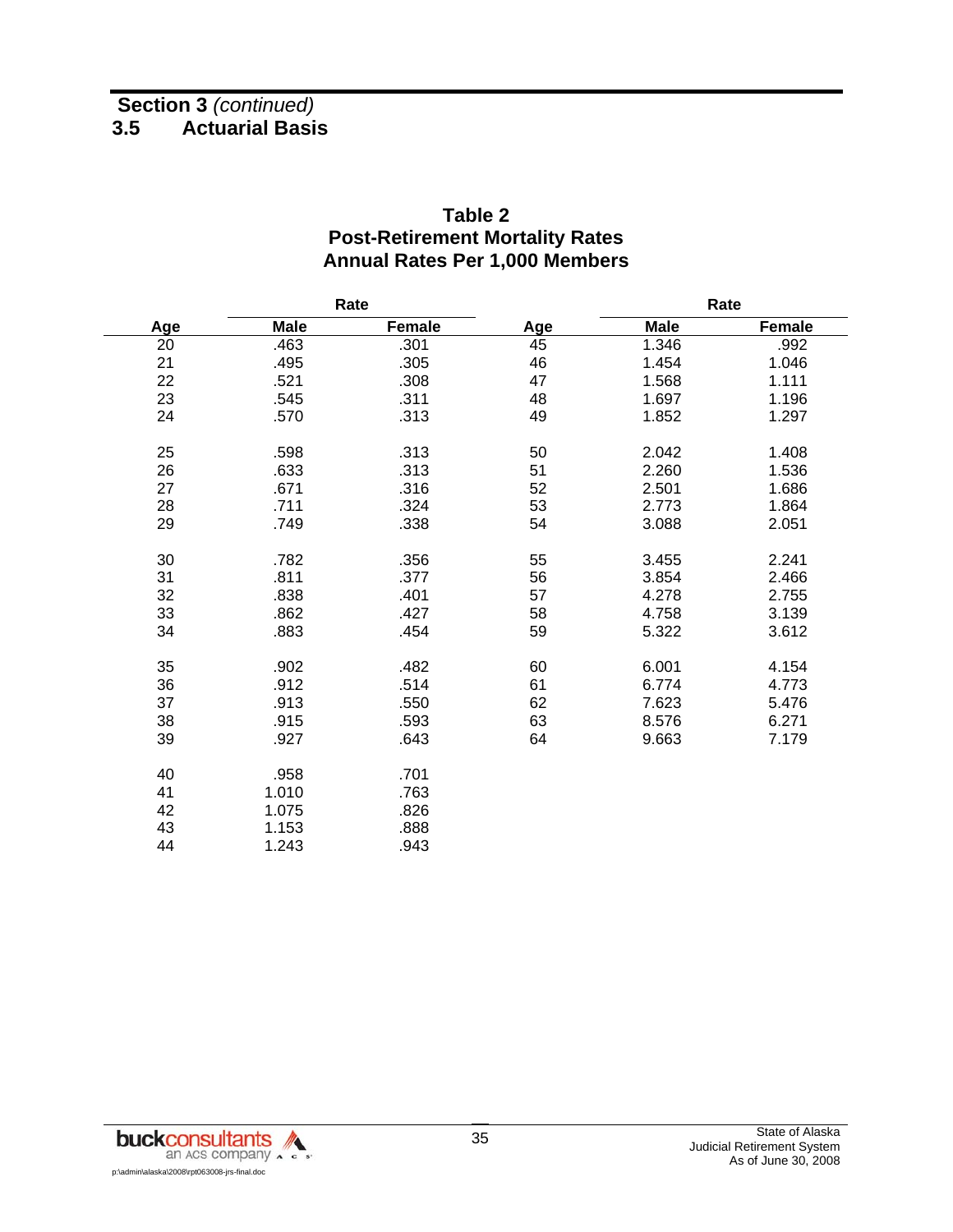**Section 3** *(continued)*

## 3.5 Actuarial Basis

**Table 2**
**Post-Retirement Mortality Rates**
**Annual Rates Per 1,000 Members**

| Age | Rate | | Age | Rate | |
|---|---|---|---|---|---|
| | **Male** | **Female** | | **Male** | **Female** |
| 20 | .463 | .301 | 45 | 1.346 | .992 |
| 21 | .495 | .305 | 46 | 1.454 | 1.046 |
| 22 | .521 | .308 | 47 | 1.568 | 1.111 |
| 23 | .545 | .311 | 48 | 1.697 | 1.196 |
| 24 | .570 | .313 | 49 | 1.852 | 1.297 |
| 25 | .598 | .313 | 50 | 2.042 | 1.408 |
| 26 | .633 | .313 | 51 | 2.260 | 1.536 |
| 27 | .671 | .316 | 52 | 2.501 | 1.686 |
| 28 | .711 | .324 | 53 | 2.773 | 1.864 |
| 29 | .749 | .338 | 54 | 3.088 | 2.051 |
| 30 | .782 | .356 | 55 | 3.455 | 2.241 |
| 31 | .811 | .377 | 56 | 3.854 | 2.466 |
| 32 | .838 | .401 | 57 | 4.278 | 2.755 |
| 33 | .862 | .427 | 58 | 4.758 | 3.139 |
| 34 | .883 | .454 | 59 | 5.322 | 3.612 |
| 35 | .902 | .482 | 60 | 6.001 | 4.154 |
| 36 | .912 | .514 | 61 | 6.774 | 4.773 |
| 37 | .913 | .550 | 62 | 7.623 | 5.476 |
| 38 | .915 | .593 | 63 | 8.576 | 6.271 |
| 39 | .927 | .643 | 64 | 9.663 | 7.179 |
| 40 | .958 | .701 | | | |
| 41 | 1.010 | .763 | | | |
| 42 | 1.075 | .826 | | | |
| 43 | 1.153 | .888 | | | |
| 44 | 1.243 | .943 | | | |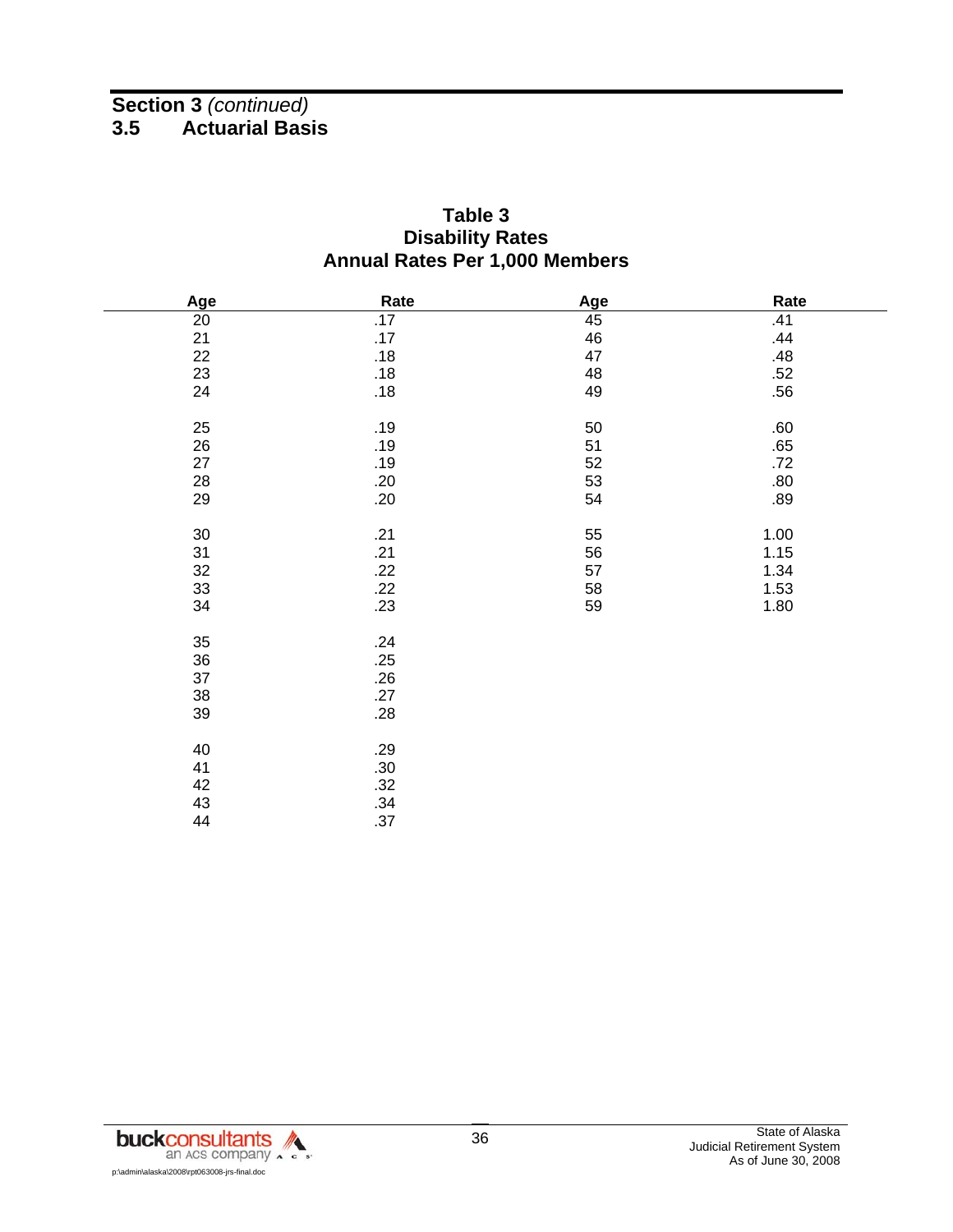## Section 3 *(continued)*

## 3.5 Actuarial Basis

**Table 3**
**Disability Rates**
**Annual Rates Per 1,000 Members**

| Age | Rate | Age | Rate |
|---|---|---|---|
| 20 | .17 | 45 | .41 |
| 21 | .17 | 46 | .44 |
| 22 | .18 | 47 | .48 |
| 23 | .18 | 48 | .52 |
| 24 | .18 | 49 | .56 |
| 25 | .19 | 50 | .60 |
| 26 | .19 | 51 | .65 |
| 27 | .19 | 52 | .72 |
| 28 | .20 | 53 | .80 |
| 29 | .20 | 54 | .89 |
| 30 | .21 | 55 | 1.00 |
| 31 | .21 | 56 | 1.15 |
| 32 | .22 | 57 | 1.34 |
| 33 | .22 | 58 | 1.53 |
| 34 | .23 | 59 | 1.80 |
| 35 | .24 | | |
| 36 | .25 | | |
| 37 | .26 | | |
| 38 | .27 | | |
| 39 | .28 | | |
| 40 | .29 | | |
| 41 | .30 | | |
| 42 | .32 | | |
| 43 | .34 | | |
| 44 | .37 | | |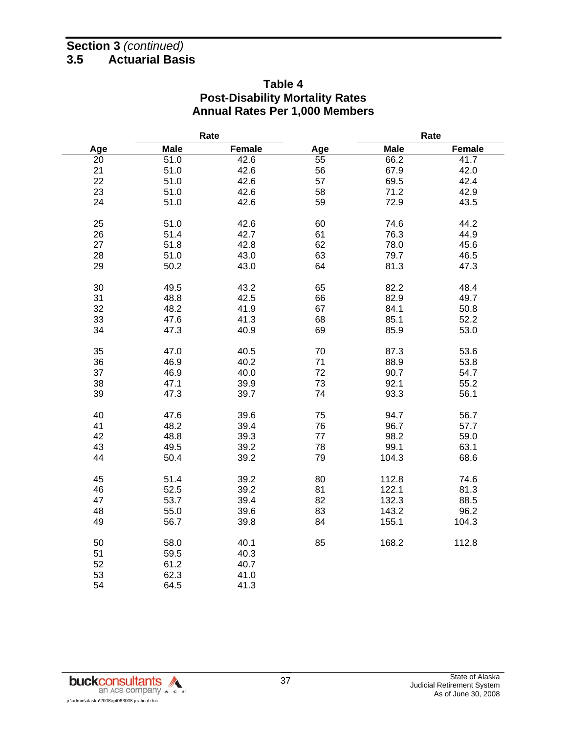## Section 3 *(continued)*

## 3.5 Actuarial Basis

**Table 4**
**Post-Disability Mortality Rates**
**Annual Rates Per 1,000 Members**

| | Rate | | | Rate | |
|---|---|---|---|---|---|
| **Age** | **Male** | **Female** | **Age** | **Male** | **Female** |
| 20 | 51.0 | 42.6 | 55 | 66.2 | 41.7 |
| 21 | 51.0 | 42.6 | 56 | 67.9 | 42.0 |
| 22 | 51.0 | 42.6 | 57 | 69.5 | 42.4 |
| 23 | 51.0 | 42.6 | 58 | 71.2 | 42.9 |
| 24 | 51.0 | 42.6 | 59 | 72.9 | 43.5 |
| 25 | 51.0 | 42.6 | 60 | 74.6 | 44.2 |
| 26 | 51.4 | 42.7 | 61 | 76.3 | 44.9 |
| 27 | 51.8 | 42.8 | 62 | 78.0 | 45.6 |
| 28 | 51.0 | 43.0 | 63 | 79.7 | 46.5 |
| 29 | 50.2 | 43.0 | 64 | 81.3 | 47.3 |
| 30 | 49.5 | 43.2 | 65 | 82.2 | 48.4 |
| 31 | 48.8 | 42.5 | 66 | 82.9 | 49.7 |
| 32 | 48.2 | 41.9 | 67 | 84.1 | 50.8 |
| 33 | 47.6 | 41.3 | 68 | 85.1 | 52.2 |
| 34 | 47.3 | 40.9 | 69 | 85.9 | 53.0 |
| 35 | 47.0 | 40.5 | 70 | 87.3 | 53.6 |
| 36 | 46.9 | 40.2 | 71 | 88.9 | 53.8 |
| 37 | 46.9 | 40.0 | 72 | 90.7 | 54.7 |
| 38 | 47.1 | 39.9 | 73 | 92.1 | 55.2 |
| 39 | 47.3 | 39.7 | 74 | 93.3 | 56.1 |
| 40 | 47.6 | 39.6 | 75 | 94.7 | 56.7 |
| 41 | 48.2 | 39.4 | 76 | 96.7 | 57.7 |
| 42 | 48.8 | 39.3 | 77 | 98.2 | 59.0 |
| 43 | 49.5 | 39.2 | 78 | 99.1 | 63.1 |
| 44 | 50.4 | 39.2 | 79 | 104.3 | 68.6 |
| 45 | 51.4 | 39.2 | 80 | 112.8 | 74.6 |
| 46 | 52.5 | 39.2 | 81 | 122.1 | 81.3 |
| 47 | 53.7 | 39.4 | 82 | 132.3 | 88.5 |
| 48 | 55.0 | 39.6 | 83 | 143.2 | 96.2 |
| 49 | 56.7 | 39.8 | 84 | 155.1 | 104.3 |
| 50 | 58.0 | 40.1 | 85 | 168.2 | 112.8 |
| 51 | 59.5 | 40.3 | | | |
| 52 | 61.2 | 40.7 | | | |
| 53 | 62.3 | 41.0 | | | |
| 54 | 64.5 | 41.3 | | | |